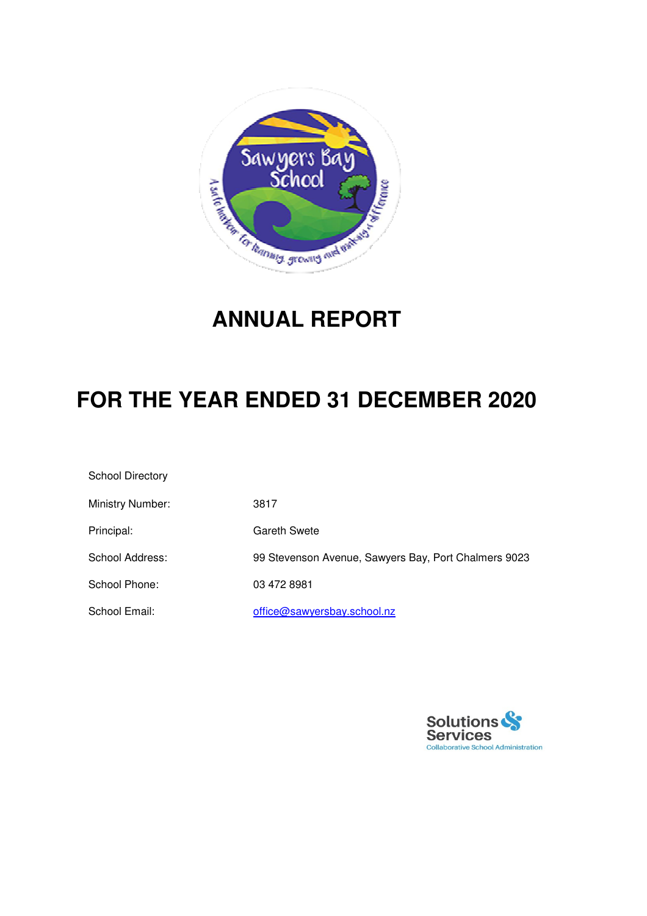# ANNUAL REPORT

# FOR THE YEAR ENDED 31 DECEMBER 2020

School Directory

| | |
|---|---|
| Ministry Number: | 3817 |
| Principal: | Gareth Swete |
| School Address: | 99 Stevenson Avenue, Sawyers Bay, Port Chalmers 9023 |
| School Phone: | 03 472 8981 |
| School Email: | office@sawyersbay.school.nz |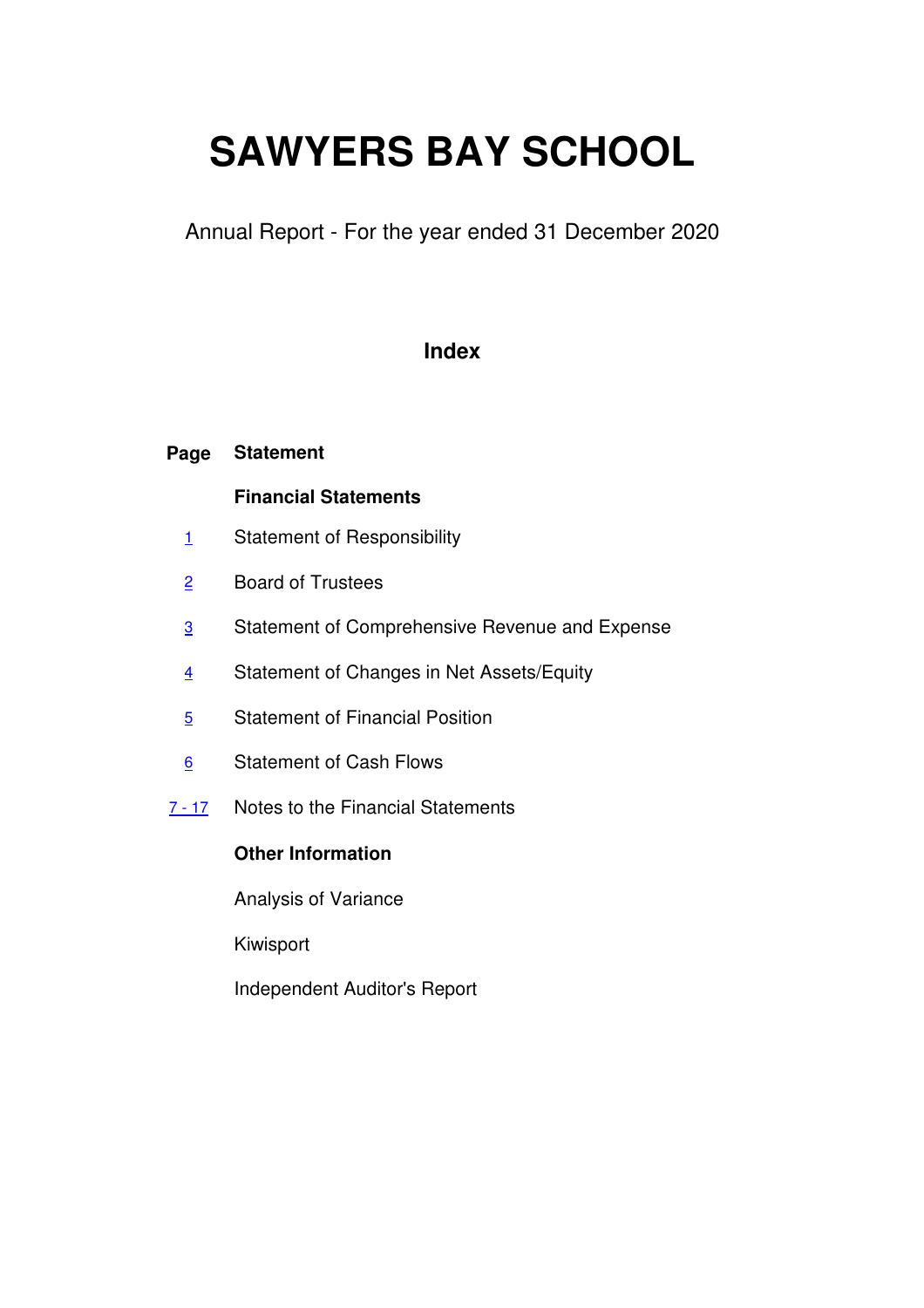# SAWYERS BAY SCHOOL

Annual Report - For the year ended 31 December 2020

## Index

| Page | Statement |
|---|---|
| | **Financial Statements** |
| 1 | Statement of Responsibility |
| 2 | Board of Trustees |
| 3 | Statement of Comprehensive Revenue and Expense |
| 4 | Statement of Changes in Net Assets/Equity |
| 5 | Statement of Financial Position |
| 6 | Statement of Cash Flows |
| 7 - 17 | Notes to the Financial Statements |
| | **Other Information** |
| | Analysis of Variance |
| | Kiwisport |
| | Independent Auditor's Report |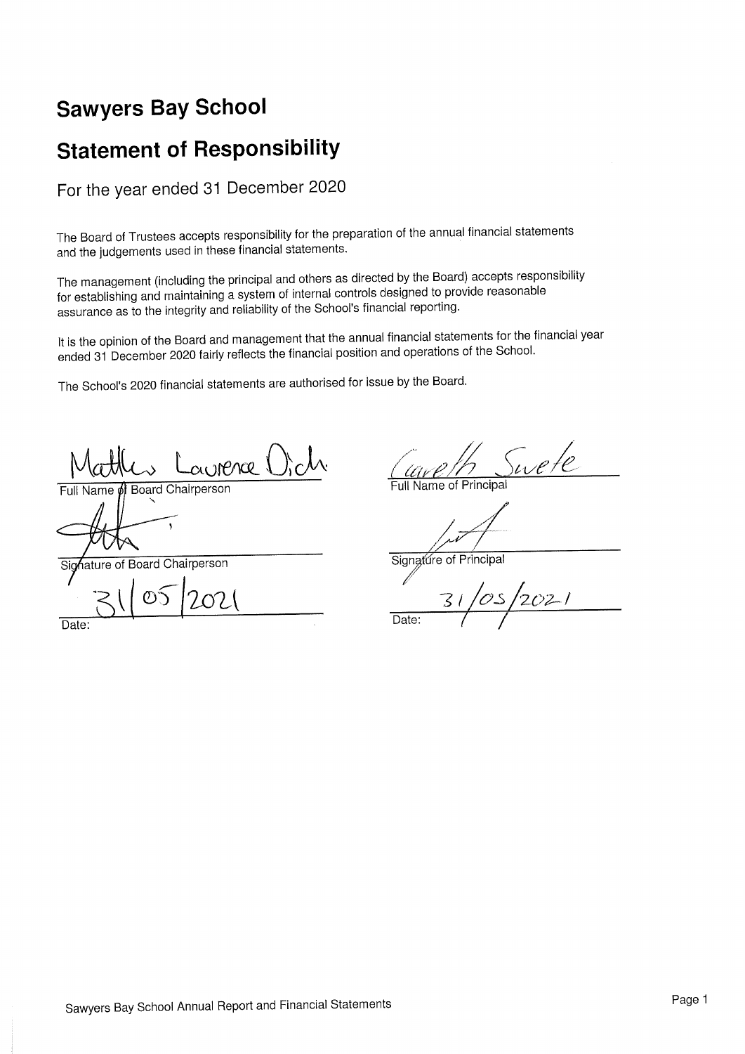# Sawyers Bay School

# Statement of Responsibility

For the year ended 31 December 2020

The Board of Trustees accepts responsibility for the preparation of the annual financial statements and the judgements used in these financial statements.

The management (including the principal and others as directed by the Board) accepts responsibility for establishing and maintaining a system of internal controls designed to provide reasonable assurance as to the integrity and reliability of the School's financial reporting.

It is the opinion of the Board and management that the annual financial statements for the financial year ended 31 December 2020 fairly reflects the financial position and operations of the School.

The School's 2020 financial statements are authorised for issue by the Board.

Matthew Laurence Dick
Full Name of Board Chairperson

Signature of Board Chairperson

31/05/2021
Date:

Gareth Swete
Full Name of Principal

Signature of Principal

31/05/2021
Date: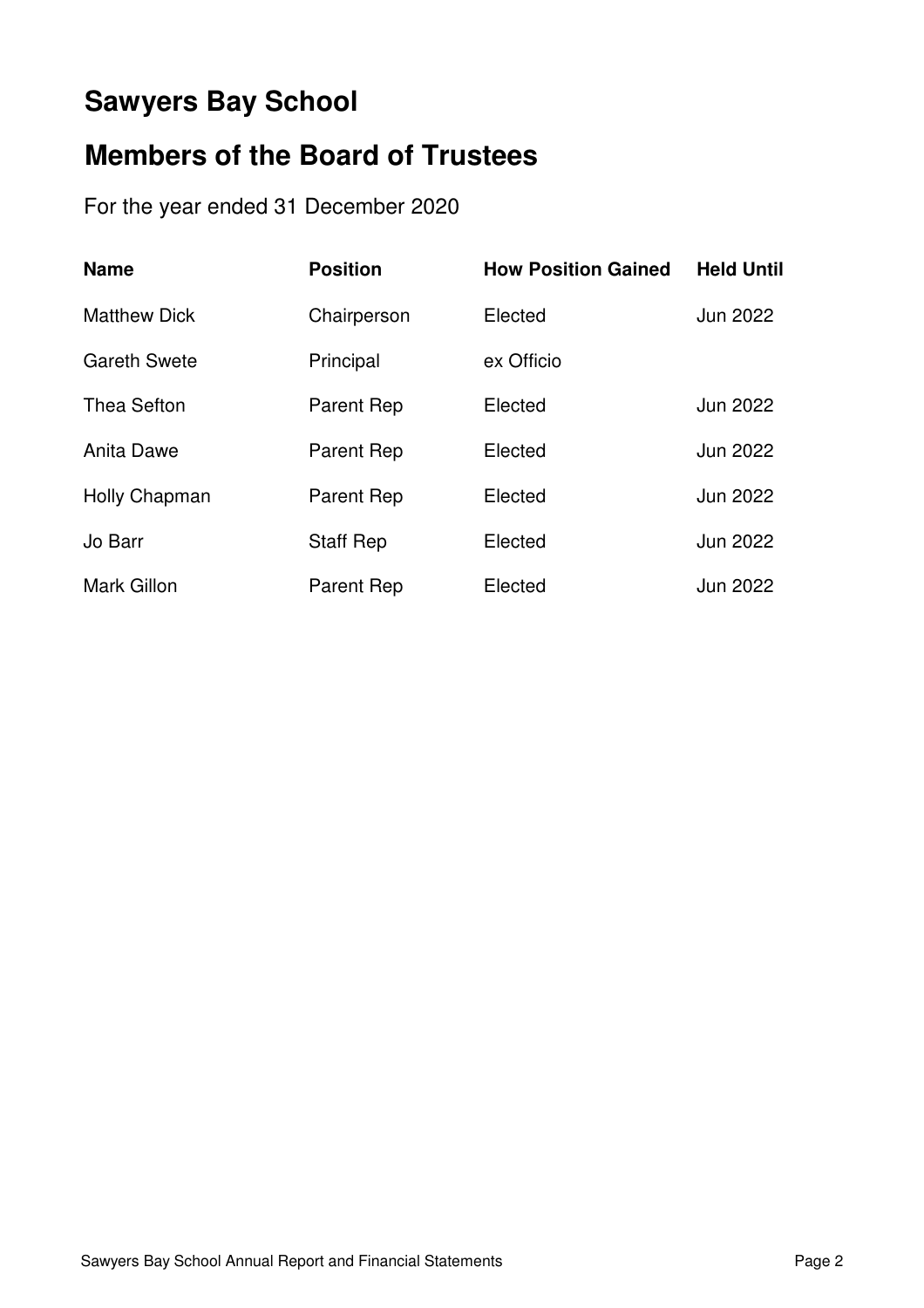# Sawyers Bay School

# Members of the Board of Trustees

For the year ended 31 December 2020

| Name | Position | How Position Gained | Held Until |
|---|---|---|---|
| Matthew Dick | Chairperson | Elected | Jun 2022 |
| Gareth Swete | Principal | ex Officio | |
| Thea Sefton | Parent Rep | Elected | Jun 2022 |
| Anita Dawe | Parent Rep | Elected | Jun 2022 |
| Holly Chapman | Parent Rep | Elected | Jun 2022 |
| Jo Barr | Staff Rep | Elected | Jun 2022 |
| Mark Gillon | Parent Rep | Elected | Jun 2022 |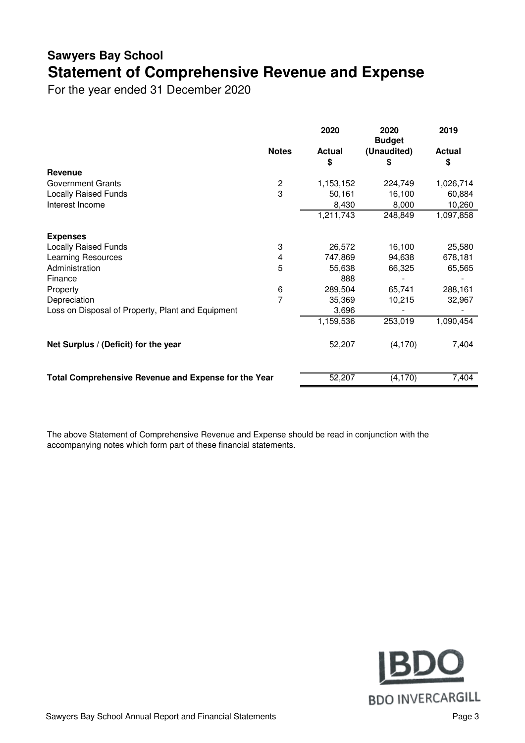# Sawyers Bay School

## Statement of Comprehensive Revenue and Expense

For the year ended 31 December 2020

| | Notes | 2020 Actual $ | 2020 Budget (Unaudited) $ | 2019 Actual $ |
|---|---|---|---|---|
| **Revenue** | | | | |
| Government Grants | 2 | 1,153,152 | 224,749 | 1,026,714 |
| Locally Raised Funds | 3 | 50,161 | 16,100 | 60,884 |
| Interest Income | | 8,430 | 8,000 | 10,260 |
| | | 1,211,743 | 248,849 | 1,097,858 |
| **Expenses** | | | | |
| Locally Raised Funds | 3 | 26,572 | 16,100 | 25,580 |
| Learning Resources | 4 | 747,869 | 94,638 | 678,181 |
| Administration | 5 | 55,638 | 66,325 | 65,565 |
| Finance | | 888 | - | - |
| Property | 6 | 289,504 | 65,741 | 288,161 |
| Depreciation | 7 | 35,369 | 10,215 | 32,967 |
| Loss on Disposal of Property, Plant and Equipment | | 3,696 | - | - |
| | | 1,159,536 | 253,019 | 1,090,454 |
| **Net Surplus / (Deficit) for the year** | | 52,207 | (4,170) | 7,404 |
| **Total Comprehensive Revenue and Expense for the Year** | | 52,207 | (4,170) | 7,404 |

The above Statement of Comprehensive Revenue and Expense should be read in conjunction with the accompanying notes which form part of these financial statements.

BDO INVERCARGILL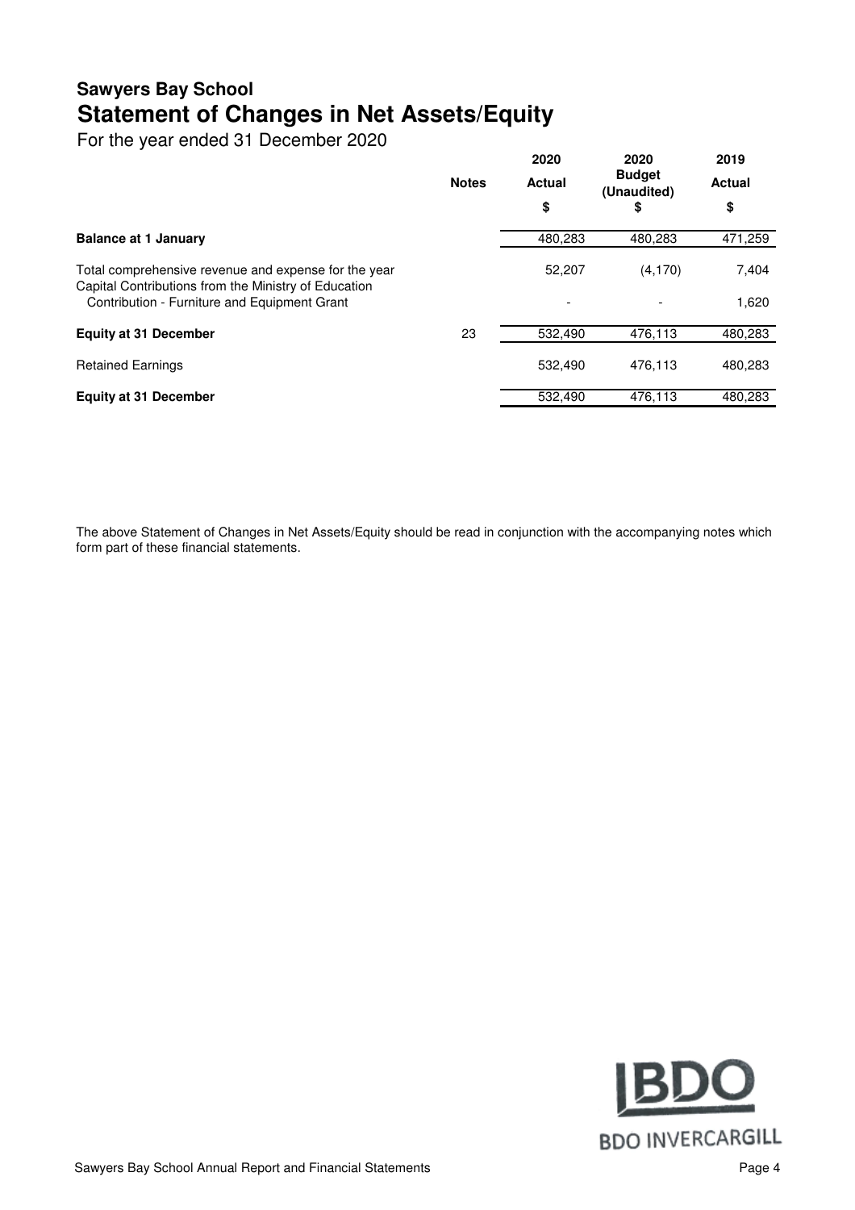# Sawyers Bay School

## Statement of Changes in Net Assets/Equity

For the year ended 31 December 2020

| | Notes | 2020 Actual $ | 2020 Budget (Unaudited) $ | 2019 Actual $ |
|---|---|---|---|---|
| **Balance at 1 January** | | 480,283 | 480,283 | 471,259 |
| Total comprehensive revenue and expense for the year | | 52,207 | (4,170) | 7,404 |
| Capital Contributions from the Ministry of Education | | | | |
| Contribution - Furniture and Equipment Grant | | - | - | 1,620 |
| **Equity at 31 December** | 23 | 532,490 | 476,113 | 480,283 |
| Retained Earnings | | 532,490 | 476,113 | 480,283 |
| **Equity at 31 December** | | 532,490 | 476,113 | 480,283 |

The above Statement of Changes in Net Assets/Equity should be read in conjunction with the accompanying notes which form part of these financial statements.

BDO INVERCARGILL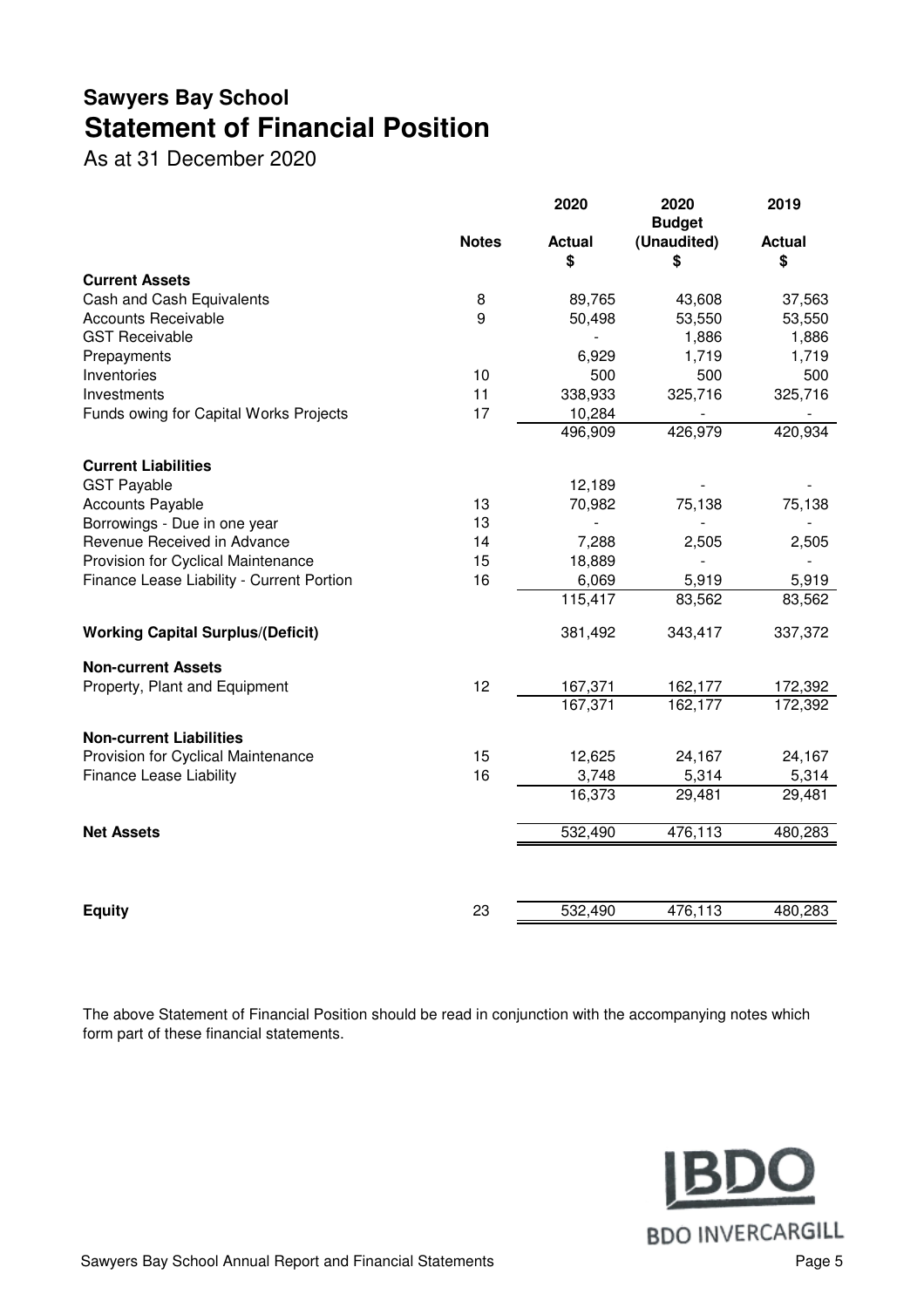# Sawyers Bay School
## Statement of Financial Position

As at 31 December 2020

| | Notes | 2020 Actual $ | 2020 Budget (Unaudited) $ | 2019 Actual $ |
|---|---|---|---|---|
| **Current Assets** | | | | |
| Cash and Cash Equivalents | 8 | 89,765 | 43,608 | 37,563 |
| Accounts Receivable | 9 | 50,498 | 53,550 | 53,550 |
| GST Receivable | | - | 1,886 | 1,886 |
| Prepayments | | 6,929 | 1,719 | 1,719 |
| Inventories | 10 | 500 | 500 | 500 |
| Investments | 11 | 338,933 | 325,716 | 325,716 |
| Funds owing for Capital Works Projects | 17 | 10,284 | - | - |
| | | 496,909 | 426,979 | 420,934 |
| **Current Liabilities** | | | | |
| GST Payable | | 12,189 | - | - |
| Accounts Payable | 13 | 70,982 | 75,138 | 75,138 |
| Borrowings - Due in one year | 13 | - | - | - |
| Revenue Received in Advance | 14 | 7,288 | 2,505 | 2,505 |
| Provision for Cyclical Maintenance | 15 | 18,889 | - | - |
| Finance Lease Liability - Current Portion | 16 | 6,069 | 5,919 | 5,919 |
| | | 115,417 | 83,562 | 83,562 |
| **Working Capital Surplus/(Deficit)** | | 381,492 | 343,417 | 337,372 |
| **Non-current Assets** | | | | |
| Property, Plant and Equipment | 12 | 167,371 | 162,177 | 172,392 |
| | | 167,371 | 162,177 | 172,392 |
| **Non-current Liabilities** | | | | |
| Provision for Cyclical Maintenance | 15 | 12,625 | 24,167 | 24,167 |
| Finance Lease Liability | 16 | 3,748 | 5,314 | 5,314 |
| | | 16,373 | 29,481 | 29,481 |
| **Net Assets** | | 532,490 | 476,113 | 480,283 |
| **Equity** | 23 | 532,490 | 476,113 | 480,283 |

The above Statement of Financial Position should be read in conjunction with the accompanying notes which form part of these financial statements.

BDO INVERCARGILL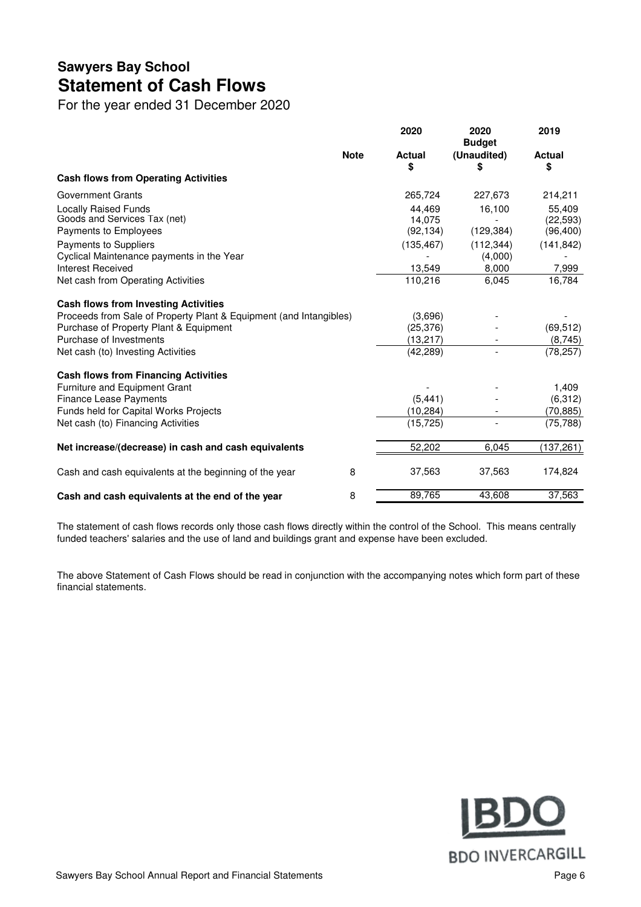# Sawyers Bay School
# Statement of Cash Flows

For the year ended 31 December 2020

| | Note | 2020 Actual $ | 2020 Budget (Unaudited) $ | 2019 Actual $ |
|---|---|---|---|---|
| **Cash flows from Operating Activities** | | | | |
| Government Grants | | 265,724 | 227,673 | 214,211 |
| Locally Raised Funds | | 44,469 | 16,100 | 55,409 |
| Goods and Services Tax (net) | | 14,075 | - | (22,593) |
| Payments to Employees | | (92,134) | (129,384) | (96,400) |
| Payments to Suppliers | | (135,467) | (112,344) | (141,842) |
| Cyclical Maintenance payments in the Year | | - | (4,000) | - |
| Interest Received | | 13,549 | 8,000 | 7,999 |
| Net cash from Operating Activities | | 110,216 | 6,045 | 16,784 |
| **Cash flows from Investing Activities** | | | | |
| Proceeds from Sale of Property Plant & Equipment (and Intangibles) | | (3,696) | - | - |
| Purchase of Property Plant & Equipment | | (25,376) | - | (69,512) |
| Purchase of Investments | | (13,217) | - | (8,745) |
| Net cash (to) Investing Activities | | (42,289) | - | (78,257) |
| **Cash flows from Financing Activities** | | | | |
| Furniture and Equipment Grant | | - | - | 1,409 |
| Finance Lease Payments | | (5,441) | - | (6,312) |
| Funds held for Capital Works Projects | | (10,284) | - | (70,885) |
| Net cash (to) Financing Activities | | (15,725) | - | (75,788) |
| **Net increase/(decrease) in cash and cash equivalents** | | 52,202 | 6,045 | (137,261) |
| Cash and cash equivalents at the beginning of the year | 8 | 37,563 | 37,563 | 174,824 |
| **Cash and cash equivalents at the end of the year** | 8 | 89,765 | 43,608 | 37,563 |

The statement of cash flows records only those cash flows directly within the control of the School. This means centrally funded teachers' salaries and the use of land and buildings grant and expense have been excluded.

The above Statement of Cash Flows should be read in conjunction with the accompanying notes which form part of these financial statements.

BDO INVERCARGILL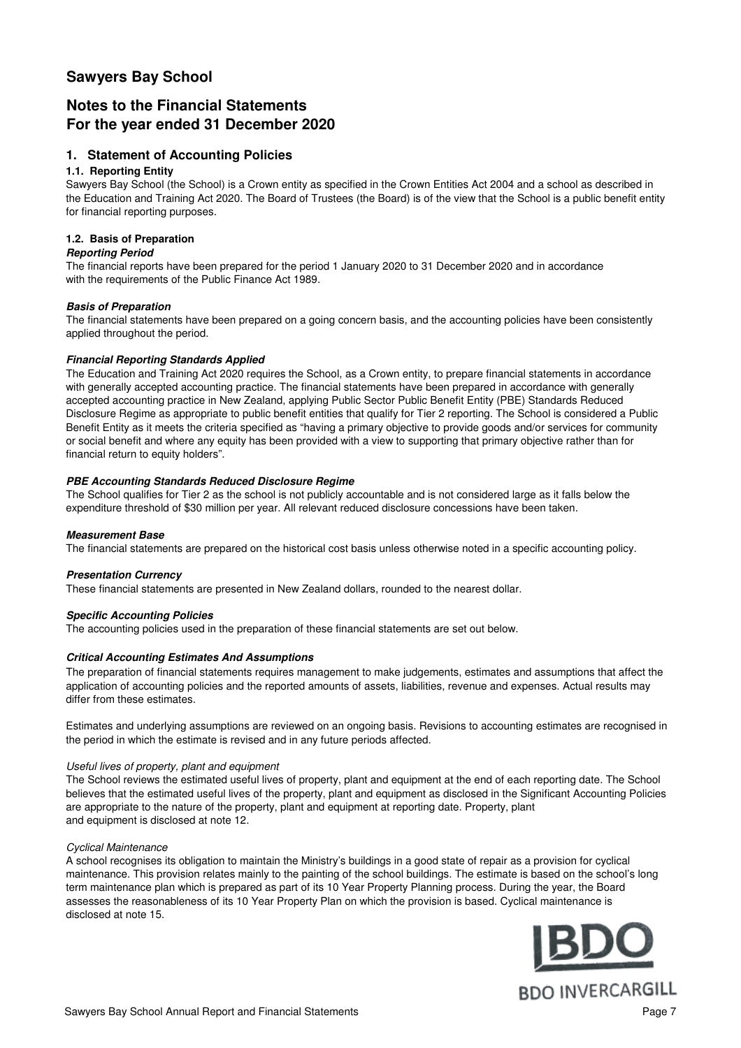# Sawyers Bay School

## Notes to the Financial Statements
## For the year ended 31 December 2020

### 1. Statement of Accounting Policies

#### 1.1. Reporting Entity

Sawyers Bay School (the School) is a Crown entity as specified in the Crown Entities Act 2004 and a school as described in the Education and Training Act 2020. The Board of Trustees (the Board) is of the view that the School is a public benefit entity for financial reporting purposes.

#### 1.2. Basis of Preparation

***Reporting Period***

The financial reports have been prepared for the period 1 January 2020 to 31 December 2020 and in accordance with the requirements of the Public Finance Act 1989.

***Basis of Preparation***

The financial statements have been prepared on a going concern basis, and the accounting policies have been consistently applied throughout the period.

***Financial Reporting Standards Applied***

The Education and Training Act 2020 requires the School, as a Crown entity, to prepare financial statements in accordance with generally accepted accounting practice. The financial statements have been prepared in accordance with generally accepted accounting practice in New Zealand, applying Public Sector Public Benefit Entity (PBE) Standards Reduced Disclosure Regime as appropriate to public benefit entities that qualify for Tier 2 reporting. The School is considered a Public Benefit Entity as it meets the criteria specified as "having a primary objective to provide goods and/or services for community or social benefit and where any equity has been provided with a view to supporting that primary objective rather than for financial return to equity holders".

***PBE Accounting Standards Reduced Disclosure Regime***

The School qualifies for Tier 2 as the school is not publicly accountable and is not considered large as it falls below the expenditure threshold of $30 million per year. All relevant reduced disclosure concessions have been taken.

***Measurement Base***

The financial statements are prepared on the historical cost basis unless otherwise noted in a specific accounting policy.

***Presentation Currency***

These financial statements are presented in New Zealand dollars, rounded to the nearest dollar.

***Specific Accounting Policies***

The accounting policies used in the preparation of these financial statements are set out below.

***Critical Accounting Estimates And Assumptions***

The preparation of financial statements requires management to make judgements, estimates and assumptions that affect the application of accounting policies and the reported amounts of assets, liabilities, revenue and expenses. Actual results may differ from these estimates.

Estimates and underlying assumptions are reviewed on an ongoing basis. Revisions to accounting estimates are recognised in the period in which the estimate is revised and in any future periods affected.

*Useful lives of property, plant and equipment*

The School reviews the estimated useful lives of property, plant and equipment at the end of each reporting date. The School believes that the estimated useful lives of the property, plant and equipment as disclosed in the Significant Accounting Policies are appropriate to the nature of the property, plant and equipment at reporting date. Property, plant and equipment is disclosed at note 12.

*Cyclical Maintenance*

A school recognises its obligation to maintain the Ministry's buildings in a good state of repair as a provision for cyclical maintenance. This provision relates mainly to the painting of the school buildings. The estimate is based on the school's long term maintenance plan which is prepared as part of its 10 Year Property Planning process. During the year, the Board assesses the reasonableness of its 10 Year Property Plan on which the provision is based. Cyclical maintenance is disclosed at note 15.

BDO INVERCARGILL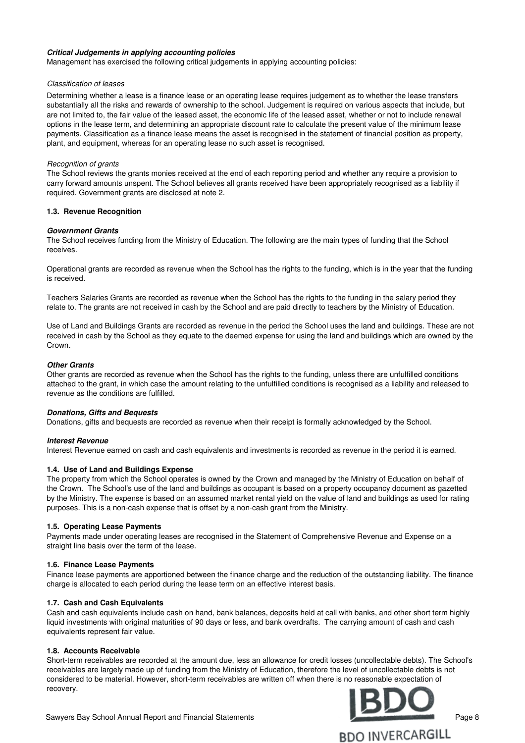***Critical Judgements in applying accounting policies***

Management has exercised the following critical judgements in applying accounting policies:

*Classification of leases*

Determining whether a lease is a finance lease or an operating lease requires judgement as to whether the lease transfers substantially all the risks and rewards of ownership to the school. Judgement is required on various aspects that include, but are not limited to, the fair value of the leased asset, the economic life of the leased asset, whether or not to include renewal options in the lease term, and determining an appropriate discount rate to calculate the present value of the minimum lease payments. Classification as a finance lease means the asset is recognised in the statement of financial position as property, plant, and equipment, whereas for an operating lease no such asset is recognised.

*Recognition of grants*

The School reviews the grants monies received at the end of each reporting period and whether any require a provision to carry forward amounts unspent. The School believes all grants received have been appropriately recognised as a liability if required. Government grants are disclosed at note 2.

**1.3. Revenue Recognition**

***Government Grants***

The School receives funding from the Ministry of Education. The following are the main types of funding that the School receives.

Operational grants are recorded as revenue when the School has the rights to the funding, which is in the year that the funding is received.

Teachers Salaries Grants are recorded as revenue when the School has the rights to the funding in the salary period they relate to. The grants are not received in cash by the School and are paid directly to teachers by the Ministry of Education.

Use of Land and Buildings Grants are recorded as revenue in the period the School uses the land and buildings. These are not received in cash by the School as they equate to the deemed expense for using the land and buildings which are owned by the Crown.

***Other Grants***

Other grants are recorded as revenue when the School has the rights to the funding, unless there are unfulfilled conditions attached to the grant, in which case the amount relating to the unfulfilled conditions is recognised as a liability and released to revenue as the conditions are fulfilled.

***Donations, Gifts and Bequests***

Donations, gifts and bequests are recorded as revenue when their receipt is formally acknowledged by the School.

***Interest Revenue***

Interest Revenue earned on cash and cash equivalents and investments is recorded as revenue in the period it is earned.

**1.4. Use of Land and Buildings Expense**

The property from which the School operates is owned by the Crown and managed by the Ministry of Education on behalf of the Crown. The School's use of the land and buildings as occupant is based on a property occupancy document as gazetted by the Ministry. The expense is based on an assumed market rental yield on the value of land and buildings as used for rating purposes. This is a non-cash expense that is offset by a non-cash grant from the Ministry.

**1.5. Operating Lease Payments**

Payments made under operating leases are recognised in the Statement of Comprehensive Revenue and Expense on a straight line basis over the term of the lease.

**1.6. Finance Lease Payments**

Finance lease payments are apportioned between the finance charge and the reduction of the outstanding liability. The finance charge is allocated to each period during the lease term on an effective interest basis.

**1.7. Cash and Cash Equivalents**

Cash and cash equivalents include cash on hand, bank balances, deposits held at call with banks, and other short term highly liquid investments with original maturities of 90 days or less, and bank overdrafts. The carrying amount of cash and cash equivalents represent fair value.

**1.8. Accounts Receivable**

Short-term receivables are recorded at the amount due, less an allowance for credit losses (uncollectable debts). The School's receivables are largely made up of funding from the Ministry of Education, therefore the level of uncollectable debts is not considered to be material. However, short-term receivables are written off when there is no reasonable expectation of recovery.

BDO INVERCARGILL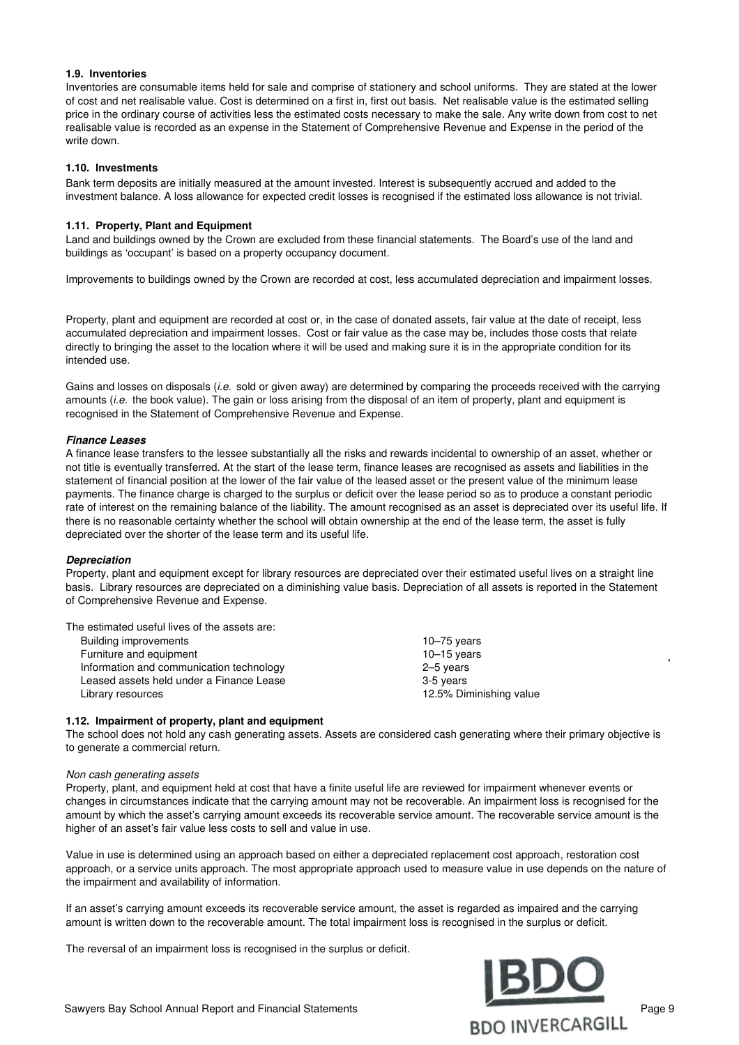### 1.9. Inventories

Inventories are consumable items held for sale and comprise of stationery and school uniforms. They are stated at the lower of cost and net realisable value. Cost is determined on a first in, first out basis. Net realisable value is the estimated selling price in the ordinary course of activities less the estimated costs necessary to make the sale. Any write down from cost to net realisable value is recorded as an expense in the Statement of Comprehensive Revenue and Expense in the period of the write down.

### 1.10. Investments

Bank term deposits are initially measured at the amount invested. Interest is subsequently accrued and added to the investment balance. A loss allowance for expected credit losses is recognised if the estimated loss allowance is not trivial.

### 1.11. Property, Plant and Equipment

Land and buildings owned by the Crown are excluded from these financial statements. The Board's use of the land and buildings as 'occupant' is based on a property occupancy document.

Improvements to buildings owned by the Crown are recorded at cost, less accumulated depreciation and impairment losses.

Property, plant and equipment are recorded at cost or, in the case of donated assets, fair value at the date of receipt, less accumulated depreciation and impairment losses. Cost or fair value as the case may be, includes those costs that relate directly to bringing the asset to the location where it will be used and making sure it is in the appropriate condition for its intended use.

Gains and losses on disposals (*i.e.* sold or given away) are determined by comparing the proceeds received with the carrying amounts (*i.e.* the book value). The gain or loss arising from the disposal of an item of property, plant and equipment is recognised in the Statement of Comprehensive Revenue and Expense.

***Finance Leases***

A finance lease transfers to the lessee substantially all the risks and rewards incidental to ownership of an asset, whether or not title is eventually transferred. At the start of the lease term, finance leases are recognised as assets and liabilities in the statement of financial position at the lower of the fair value of the leased asset or the present value of the minimum lease payments. The finance charge is charged to the surplus or deficit over the lease period so as to produce a constant periodic rate of interest on the remaining balance of the liability. The amount recognised as an asset is depreciated over its useful life. If there is no reasonable certainty whether the school will obtain ownership at the end of the lease term, the asset is fully depreciated over the shorter of the lease term and its useful life.

***Depreciation***

Property, plant and equipment except for library resources are depreciated over their estimated useful lives on a straight line basis. Library resources are depreciated on a diminishing value basis. Depreciation of all assets is reported in the Statement of Comprehensive Revenue and Expense.

The estimated useful lives of the assets are:

| | |
|---|---|
| Building improvements | 10–75 years |
| Furniture and equipment | 10–15 years |
| Information and communication technology | 2–5 years |
| Leased assets held under a Finance Lease | 3-5 years |
| Library resources | 12.5% Diminishing value |

### 1.12. Impairment of property, plant and equipment

The school does not hold any cash generating assets. Assets are considered cash generating where their primary objective is to generate a commercial return.

*Non cash generating assets*

Property, plant, and equipment held at cost that have a finite useful life are reviewed for impairment whenever events or changes in circumstances indicate that the carrying amount may not be recoverable. An impairment loss is recognised for the amount by which the asset's carrying amount exceeds its recoverable service amount. The recoverable service amount is the higher of an asset's fair value less costs to sell and value in use.

Value in use is determined using an approach based on either a depreciated replacement cost approach, restoration cost approach, or a service units approach. The most appropriate approach used to measure value in use depends on the nature of the impairment and availability of information.

If an asset's carrying amount exceeds its recoverable service amount, the asset is regarded as impaired and the carrying amount is written down to the recoverable amount. The total impairment loss is recognised in the surplus or deficit.

The reversal of an impairment loss is recognised in the surplus or deficit.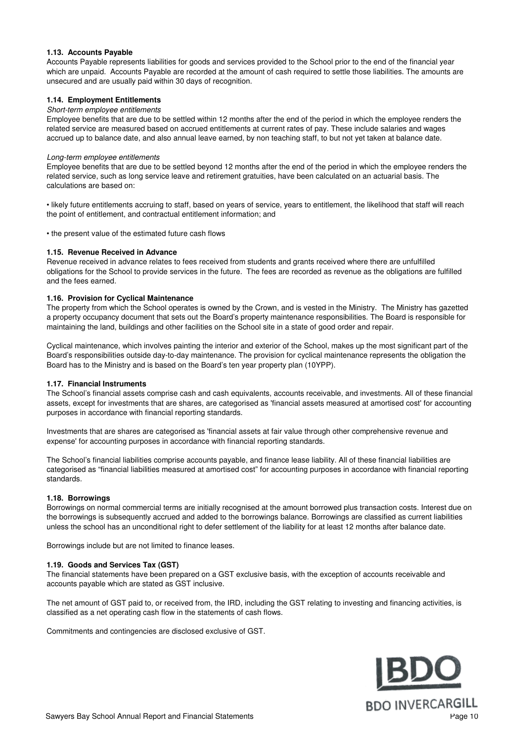#### 1.13. Accounts Payable

Accounts Payable represents liabilities for goods and services provided to the School prior to the end of the financial year which are unpaid. Accounts Payable are recorded at the amount of cash required to settle those liabilities. The amounts are unsecured and are usually paid within 30 days of recognition.

#### 1.14. Employment Entitlements

*Short-term employee entitlements*

Employee benefits that are due to be settled within 12 months after the end of the period in which the employee renders the related service are measured based on accrued entitlements at current rates of pay. These include salaries and wages accrued up to balance date, and also annual leave earned, by non teaching staff, to but not yet taken at balance date.

*Long-term employee entitlements*

Employee benefits that are due to be settled beyond 12 months after the end of the period in which the employee renders the related service, such as long service leave and retirement gratuities, have been calculated on an actuarial basis. The calculations are based on:

• likely future entitlements accruing to staff, based on years of service, years to entitlement, the likelihood that staff will reach the point of entitlement, and contractual entitlement information; and

• the present value of the estimated future cash flows

#### 1.15. Revenue Received in Advance

Revenue received in advance relates to fees received from students and grants received where there are unfulfilled obligations for the School to provide services in the future. The fees are recorded as revenue as the obligations are fulfilled and the fees earned.

#### 1.16. Provision for Cyclical Maintenance

The property from which the School operates is owned by the Crown, and is vested in the Ministry. The Ministry has gazetted a property occupancy document that sets out the Board's property maintenance responsibilities. The Board is responsible for maintaining the land, buildings and other facilities on the School site in a state of good order and repair.

Cyclical maintenance, which involves painting the interior and exterior of the School, makes up the most significant part of the Board's responsibilities outside day-to-day maintenance. The provision for cyclical maintenance represents the obligation the Board has to the Ministry and is based on the Board's ten year property plan (10YPP).

#### 1.17. Financial Instruments

The School's financial assets comprise cash and cash equivalents, accounts receivable, and investments. All of these financial assets, except for investments that are shares, are categorised as 'financial assets measured at amortised cost' for accounting purposes in accordance with financial reporting standards.

Investments that are shares are categorised as 'financial assets at fair value through other comprehensive revenue and expense' for accounting purposes in accordance with financial reporting standards.

The School's financial liabilities comprise accounts payable, and finance lease liability. All of these financial liabilities are categorised as "financial liabilities measured at amortised cost" for accounting purposes in accordance with financial reporting standards.

#### 1.18. Borrowings

Borrowings on normal commercial terms are initially recognised at the amount borrowed plus transaction costs. Interest due on the borrowings is subsequently accrued and added to the borrowings balance. Borrowings are classified as current liabilities unless the school has an unconditional right to defer settlement of the liability for at least 12 months after balance date.

Borrowings include but are not limited to finance leases.

#### 1.19. Goods and Services Tax (GST)

The financial statements have been prepared on a GST exclusive basis, with the exception of accounts receivable and accounts payable which are stated as GST inclusive.

The net amount of GST paid to, or received from, the IRD, including the GST relating to investing and financing activities, is classified as a net operating cash flow in the statements of cash flows.

Commitments and contingencies are disclosed exclusive of GST.

BDO INVERCARGILL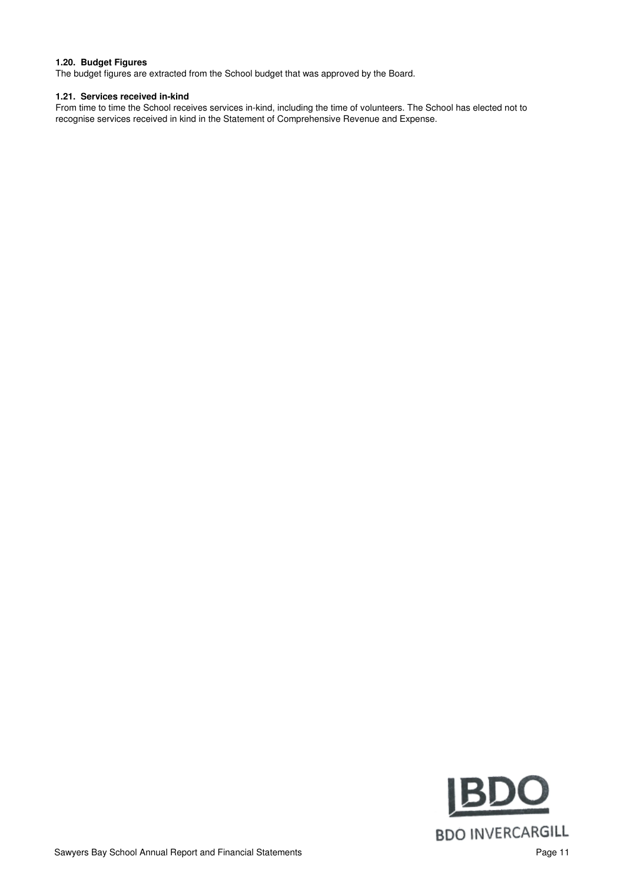**1.20. Budget Figures**
The budget figures are extracted from the School budget that was approved by the Board.

**1.21. Services received in-kind**
From time to time the School receives services in-kind, including the time of volunteers. The School has elected not to recognise services received in kind in the Statement of Comprehensive Revenue and Expense.

BDO INVERCARGILL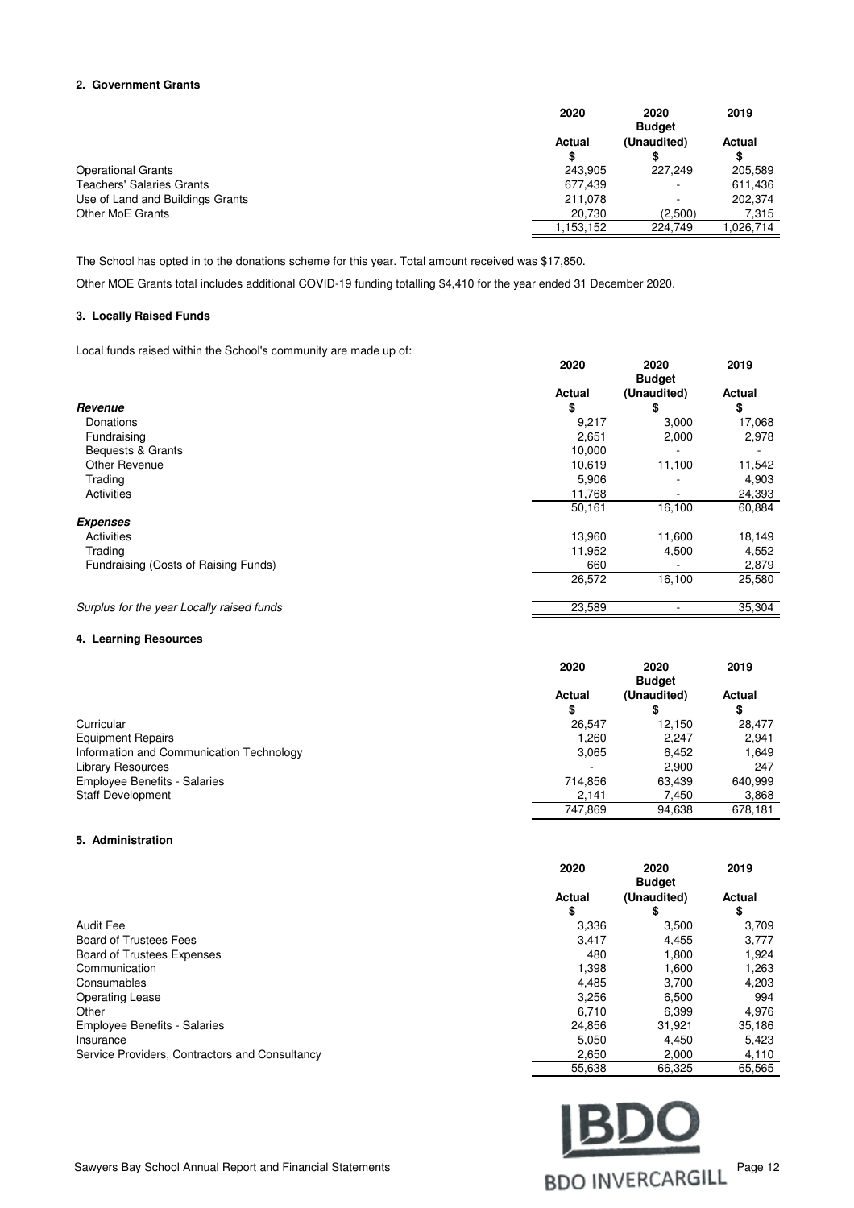### 2. Government Grants

| | 2020 Actual $ | 2020 Budget (Unaudited) $ | 2019 Actual $ |
|---|---|---|---|
| Operational Grants | 243,905 | 227,249 | 205,589 |
| Teachers' Salaries Grants | 677,439 | - | 611,436 |
| Use of Land and Buildings Grants | 211,078 | - | 202,374 |
| Other MoE Grants | 20,730 | (2,500) | 7,315 |
| | 1,153,152 | 224,749 | 1,026,714 |

The School has opted in to the donations scheme for this year. Total amount received was $17,850.

Other MOE Grants total includes additional COVID-19 funding totalling $4,410 for the year ended 31 December 2020.

### 3. Locally Raised Funds

Local funds raised within the School's community are made up of:

| | 2020 Actual $ | 2020 Budget (Unaudited) $ | 2019 Actual $ |
|---|---|---|---|
| ***Revenue*** | | | |
| Donations | 9,217 | 3,000 | 17,068 |
| Fundraising | 2,651 | 2,000 | 2,978 |
| Bequests & Grants | 10,000 | - | - |
| Other Revenue | 10,619 | 11,100 | 11,542 |
| Trading | 5,906 | - | 4,903 |
| Activities | 11,768 | - | 24,393 |
| | 50,161 | 16,100 | 60,884 |
| ***Expenses*** | | | |
| Activities | 13,960 | 11,600 | 18,149 |
| Trading | 11,952 | 4,500 | 4,552 |
| Fundraising (Costs of Raising Funds) | 660 | - | 2,879 |
| | 26,572 | 16,100 | 25,580 |
| *Surplus for the year Locally raised funds* | 23,589 | - | 35,304 |

### 4. Learning Resources

| | 2020 Actual $ | 2020 Budget (Unaudited) $ | 2019 Actual $ |
|---|---|---|---|
| Curricular | 26,547 | 12,150 | 28,477 |
| Equipment Repairs | 1,260 | 2,247 | 2,941 |
| Information and Communication Technology | 3,065 | 6,452 | 1,649 |
| Library Resources | - | 2,900 | 247 |
| Employee Benefits - Salaries | 714,856 | 63,439 | 640,999 |
| Staff Development | 2,141 | 7,450 | 3,868 |
| | 747,869 | 94,638 | 678,181 |

### 5. Administration

| | 2020 Actual $ | 2020 Budget (Unaudited) $ | 2019 Actual $ |
|---|---|---|---|
| Audit Fee | 3,336 | 3,500 | 3,709 |
| Board of Trustees Fees | 3,417 | 4,455 | 3,777 |
| Board of Trustees Expenses | 480 | 1,800 | 1,924 |
| Communication | 1,398 | 1,600 | 1,263 |
| Consumables | 4,485 | 3,700 | 4,203 |
| Operating Lease | 3,256 | 6,500 | 994 |
| Other | 6,710 | 6,399 | 4,976 |
| Employee Benefits - Salaries | 24,856 | 31,921 | 35,186 |
| Insurance | 5,050 | 4,450 | 5,423 |
| Service Providers, Contractors and Consultancy | 2,650 | 2,000 | 4,110 |
| | 55,638 | 66,325 | 65,565 |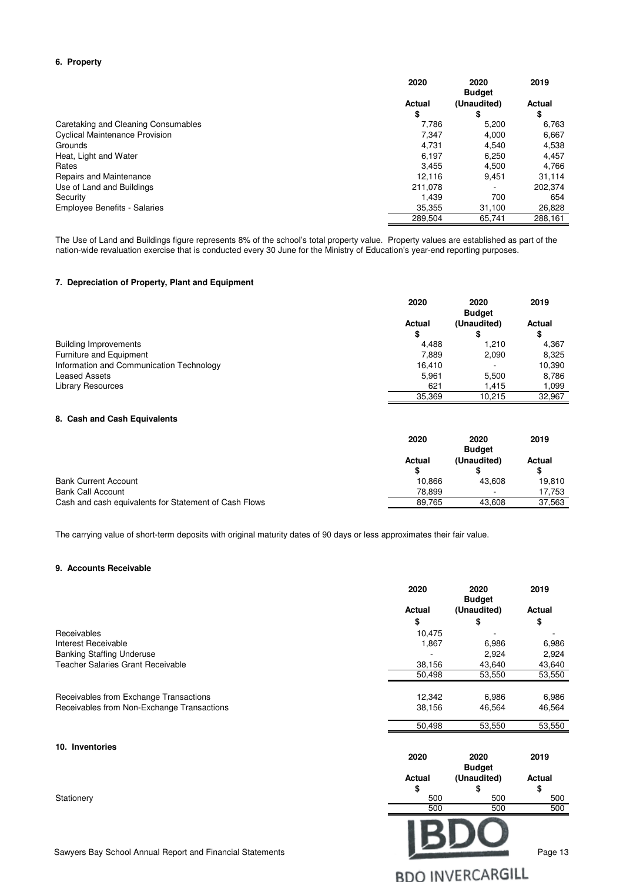#### 6. Property

| | 2020 Actual $ | 2020 Budget (Unaudited) $ | 2019 Actual $ |
|---|---|---|---|
| Caretaking and Cleaning Consumables | 7,786 | 5,200 | 6,763 |
| Cyclical Maintenance Provision | 7,347 | 4,000 | 6,667 |
| Grounds | 4,731 | 4,540 | 4,538 |
| Heat, Light and Water | 6,197 | 6,250 | 4,457 |
| Rates | 3,455 | 4,500 | 4,766 |
| Repairs and Maintenance | 12,116 | 9,451 | 31,114 |
| Use of Land and Buildings | 211,078 | - | 202,374 |
| Security | 1,439 | 700 | 654 |
| Employee Benefits - Salaries | 35,355 | 31,100 | 26,828 |
| | 289,504 | 65,741 | 288,161 |

The Use of Land and Buildings figure represents 8% of the school's total property value. Property values are established as part of the nation-wide revaluation exercise that is conducted every 30 June for the Ministry of Education's year-end reporting purposes.

#### 7. Depreciation of Property, Plant and Equipment

| | 2020 Actual $ | 2020 Budget (Unaudited) $ | 2019 Actual $ |
|---|---|---|---|
| Building Improvements | 4,488 | 1,210 | 4,367 |
| Furniture and Equipment | 7,889 | 2,090 | 8,325 |
| Information and Communication Technology | 16,410 | - | 10,390 |
| Leased Assets | 5,961 | 5,500 | 8,786 |
| Library Resources | 621 | 1,415 | 1,099 |
| | 35,369 | 10,215 | 32,967 |

#### 8. Cash and Cash Equivalents

| | 2020 Actual $ | 2020 Budget (Unaudited) $ | 2019 Actual $ |
|---|---|---|---|
| Bank Current Account | 10,866 | 43,608 | 19,810 |
| Bank Call Account | 78,899 | - | 17,753 |
| Cash and cash equivalents for Statement of Cash Flows | 89,765 | 43,608 | 37,563 |

The carrying value of short-term deposits with original maturity dates of 90 days or less approximates their fair value.

#### 9. Accounts Receivable

| | 2020 Actual $ | 2020 Budget (Unaudited) $ | 2019 Actual $ |
|---|---|---|---|
| Receivables | 10,475 | - | - |
| Interest Receivable | 1,867 | 6,986 | 6,986 |
| Banking Staffing Underuse | - | 2,924 | 2,924 |
| Teacher Salaries Grant Receivable | 38,156 | 43,640 | 43,640 |
| | 50,498 | 53,550 | 53,550 |
| | | | |
| Receivables from Exchange Transactions | 12,342 | 6,986 | 6,986 |
| Receivables from Non-Exchange Transactions | 38,156 | 46,564 | 46,564 |
| | 50,498 | 53,550 | 53,550 |

#### 10. Inventories

| | 2020 Actual $ | 2020 Budget (Unaudited) $ | 2019 Actual $ |
|---|---|---|---|
| Stationery | 500 | 500 | 500 |
| | 500 | 500 | 500 |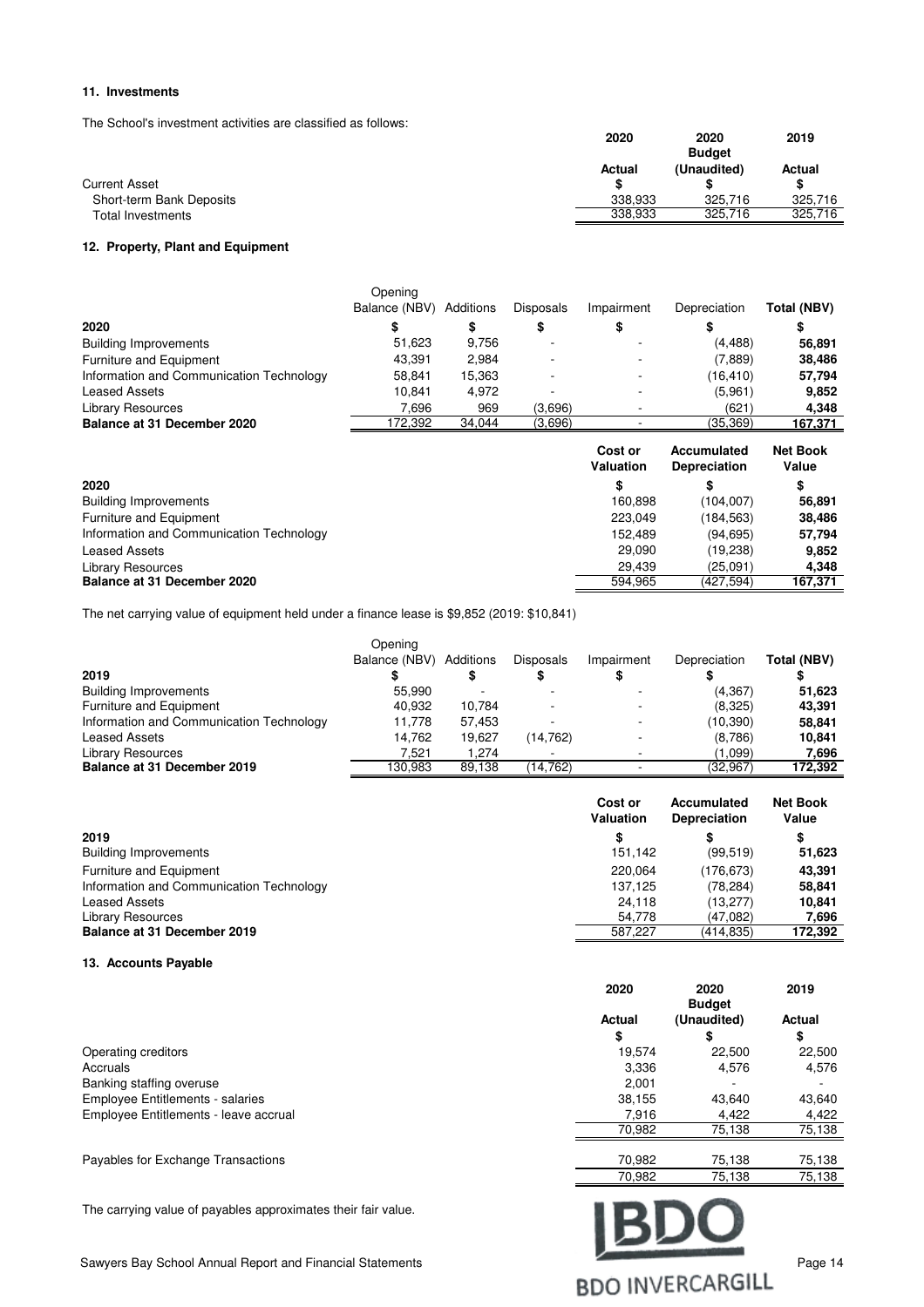### 11. Investments

The School's investment activities are classified as follows:

| | 2020 Actual | 2020 Budget (Unaudited) | 2019 Actual |
|---|---|---|---|
| | $ | $ | $ |
| **Current Asset** | | | |
| Short-term Bank Deposits | 338,933 | 325,716 | 325,716 |
| Total Investments | 338,933 | 325,716 | 325,716 |

### 12. Property, Plant and Equipment

| 2020 | Opening Balance (NBV) | Additions | Disposals | Impairment | Depreciation | Total (NBV) |
|---|---|---|---|---|---|---|
| | $ | $ | $ | $ | $ | $ |
| Building Improvements | 51,623 | 9,756 | - | - | (4,488) | **56,891** |
| Furniture and Equipment | 43,391 | 2,984 | - | - | (7,889) | **38,486** |
| Information and Communication Technology | 58,841 | 15,363 | - | - | (16,410) | **57,794** |
| Leased Assets | 10,841 | 4,972 | - | - | (5,961) | **9,852** |
| Library Resources | 7,696 | 969 | (3,696) | - | (621) | **4,348** |
| **Balance at 31 December 2020** | 172,392 | 34,044 | (3,696) | - | (35,369) | **167,371** |

| 2020 | Cost or Valuation | Accumulated Depreciation | Net Book Value |
|---|---|---|---|
| | $ | $ | $ |
| Building Improvements | 160,898 | (104,007) | **56,891** |
| Furniture and Equipment | 223,049 | (184,563) | **38,486** |
| Information and Communication Technology | 152,489 | (94,695) | **57,794** |
| Leased Assets | 29,090 | (19,238) | **9,852** |
| Library Resources | 29,439 | (25,091) | **4,348** |
| **Balance at 31 December 2020** | 594,965 | (427,594) | **167,371** |

The net carrying value of equipment held under a finance lease is $9,852 (2019: $10,841)

| 2019 | Opening Balance (NBV) | Additions | Disposals | Impairment | Depreciation | Total (NBV) |
|---|---|---|---|---|---|---|
| | $ | $ | $ | $ | $ | $ |
| Building Improvements | 55,990 | - | - | - | (4,367) | **51,623** |
| Furniture and Equipment | 40,932 | 10,784 | - | - | (8,325) | **43,391** |
| Information and Communication Technology | 11,778 | 57,453 | - | - | (10,390) | **58,841** |
| Leased Assets | 14,762 | 19,627 | (14,762) | - | (8,786) | **10,841** |
| Library Resources | 7,521 | 1,274 | - | - | (1,099) | **7,696** |
| **Balance at 31 December 2019** | 130,983 | 89,138 | (14,762) | - | (32,967) | **172,392** |

| 2019 | Cost or Valuation | Accumulated Depreciation | Net Book Value |
|---|---|---|---|
| | $ | $ | $ |
| Building Improvements | 151,142 | (99,519) | **51,623** |
| Furniture and Equipment | 220,064 | (176,673) | **43,391** |
| Information and Communication Technology | 137,125 | (78,284) | **58,841** |
| Leased Assets | 24,118 | (13,277) | **10,841** |
| Library Resources | 54,778 | (47,082) | **7,696** |
| **Balance at 31 December 2019** | 587,227 | (414,835) | **172,392** |

### 13. Accounts Payable

| | 2020 Actual | 2020 Budget (Unaudited) | 2019 Actual |
|---|---|---|---|
| | $ | $ | $ |
| Operating creditors | 19,574 | 22,500 | 22,500 |
| Accruals | 3,336 | 4,576 | 4,576 |
| Banking staffing overuse | 2,001 | - | - |
| Employee Entitlements - salaries | 38,155 | 43,640 | 43,640 |
| Employee Entitlements - leave accrual | 7,916 | 4,422 | 4,422 |
| | 70,982 | 75,138 | 75,138 |
| Payables for Exchange Transactions | 70,982 | 75,138 | 75,138 |
| | 70,982 | 75,138 | 75,138 |

The carrying value of payables approximates their fair value.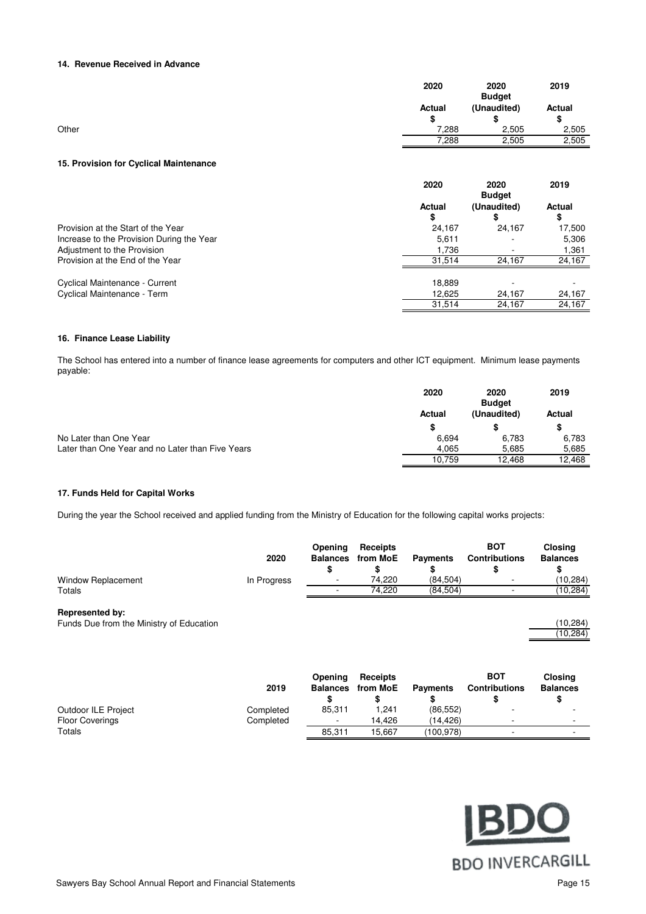### 14. Revenue Received in Advance

| | 2020 Actual $ | 2020 Budget (Unaudited) $ | 2019 Actual $ |
|---|---|---|---|
| Other | 7,288 | 2,505 | 2,505 |
| | 7,288 | 2,505 | 2,505 |

### 15. Provision for Cyclical Maintenance

| | 2020 Actual $ | 2020 Budget (Unaudited) $ | 2019 Actual $ |
|---|---|---|---|
| Provision at the Start of the Year | 24,167 | 24,167 | 17,500 |
| Increase to the Provision During the Year | 5,611 | - | 5,306 |
| Adjustment to the Provision | 1,736 | - | 1,361 |
| Provision at the End of the Year | 31,514 | 24,167 | 24,167 |
| | | | |
| Cyclical Maintenance - Current | 18,889 | - | - |
| Cyclical Maintenance - Term | 12,625 | 24,167 | 24,167 |
| | 31,514 | 24,167 | 24,167 |

### 16. Finance Lease Liability

The School has entered into a number of finance lease agreements for computers and other ICT equipment. Minimum lease payments payable:

| | 2020 Actual $ | 2020 Budget (Unaudited) $ | 2019 Actual $ |
|---|---|---|---|
| No Later than One Year | 6,694 | 6,783 | 6,783 |
| Later than One Year and no Later than Five Years | 4,065 | 5,685 | 5,685 |
| | 10,759 | 12,468 | 12,468 |

### 17. Funds Held for Capital Works

During the year the School received and applied funding from the Ministry of Education for the following capital works projects:

| | 2020 | Opening Balances $ | Receipts from MoE $ | Payments $ | BOT Contributions $ | Closing Balances $ |
|---|---|---|---|---|---|---|
| Window Replacement | In Progress | - | 74,220 | (84,504) | - | (10,284) |
| Totals | | - | 74,220 | (84,504) | - | (10,284) |

**Represented by:**

| | |
|---|---|
| Funds Due from the Ministry of Education | (10,284) |
| | (10,284) |

| | 2019 | Opening Balances $ | Receipts from MoE $ | Payments $ | BOT Contributions $ | Closing Balances $ |
|---|---|---|---|---|---|---|
| Outdoor ILE Project | Completed | 85,311 | 1,241 | (86,552) | - | - |
| Floor Coverings | Completed | - | 14,426 | (14,426) | - | - |
| Totals | | 85,311 | 15,667 | (100,978) | - | - |

BDO INVERCARGILL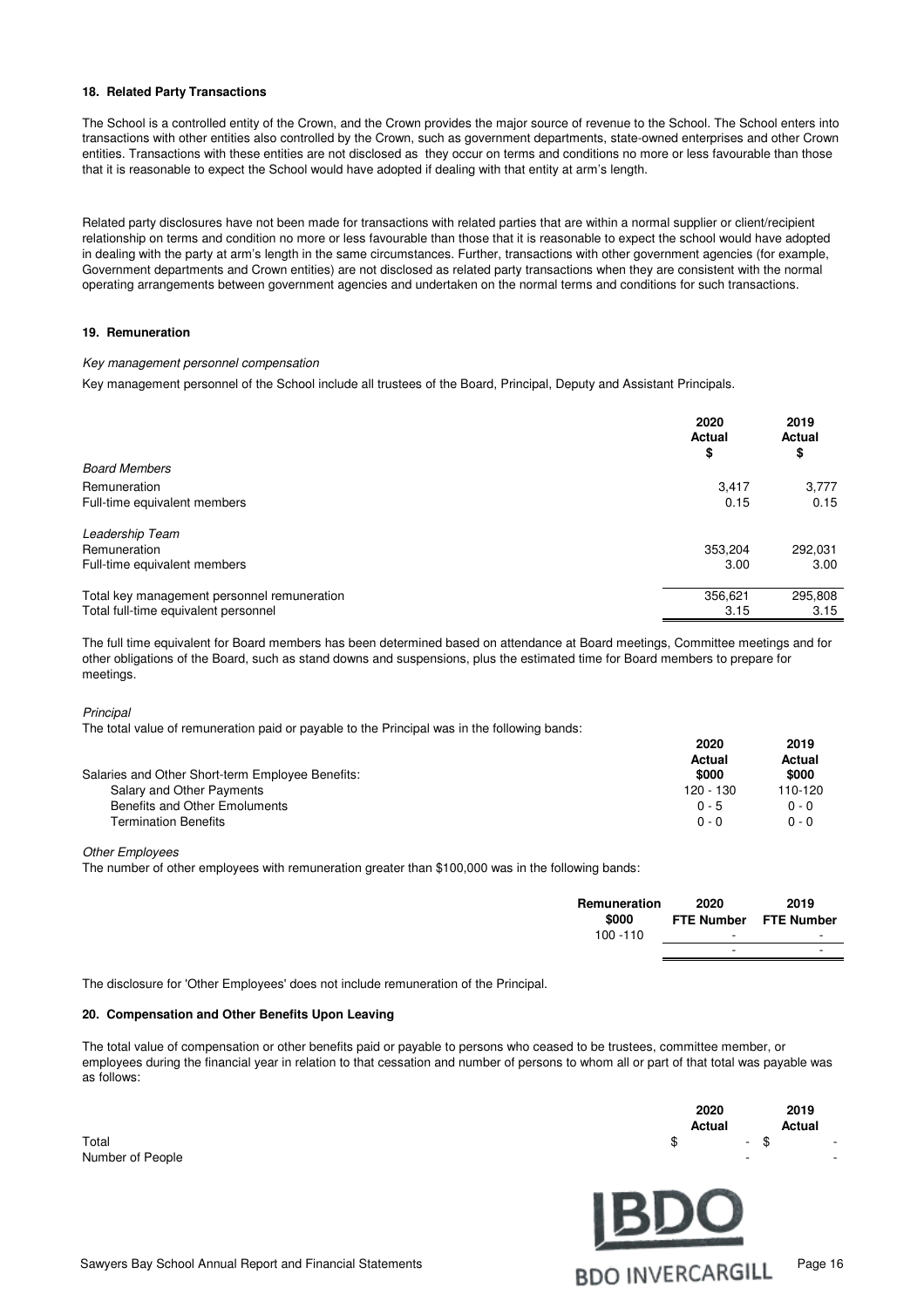## 18. Related Party Transactions

The School is a controlled entity of the Crown, and the Crown provides the major source of revenue to the School. The School enters into transactions with other entities also controlled by the Crown, such as government departments, state-owned enterprises and other Crown entities. Transactions with these entities are not disclosed as they occur on terms and conditions no more or less favourable than those that it is reasonable to expect the School would have adopted if dealing with that entity at arm's length.

Related party disclosures have not been made for transactions with related parties that are within a normal supplier or client/recipient relationship on terms and condition no more or less favourable than those that it is reasonable to expect the school would have adopted in dealing with the party at arm's length in the same circumstances. Further, transactions with other government agencies (for example, Government departments and Crown entities) are not disclosed as related party transactions when they are consistent with the normal operating arrangements between government agencies and undertaken on the normal terms and conditions for such transactions.

## 19. Remuneration

*Key management personnel compensation*

Key management personnel of the School include all trustees of the Board, Principal, Deputy and Assistant Principals.

| | 2020 Actual $ | 2019 Actual $ |
|---|---|---|
| *Board Members* | | |
| Remuneration | 3,417 | 3,777 |
| Full-time equivalent members | 0.15 | 0.15 |
| *Leadership Team* | | |
| Remuneration | 353,204 | 292,031 |
| Full-time equivalent members | 3.00 | 3.00 |
| Total key management personnel remuneration | 356,621 | 295,808 |
| Total full-time equivalent personnel | 3.15 | 3.15 |

The full time equivalent for Board members has been determined based on attendance at Board meetings, Committee meetings and for other obligations of the Board, such as stand downs and suspensions, plus the estimated time for Board members to prepare for meetings.

*Principal*

The total value of remuneration paid or payable to the Principal was in the following bands:

| | 2020 Actual $000 | 2019 Actual $000 |
|---|---|---|
| Salaries and Other Short-term Employee Benefits: | | |
| Salary and Other Payments | 120 - 130 | 110-120 |
| Benefits and Other Emoluments | 0 - 5 | 0 - 0 |
| Termination Benefits | 0 - 0 | 0 - 0 |

*Other Employees*

The number of other employees with remuneration greater than $100,000 was in the following bands:

| Remuneration $000 | 2020 FTE Number | 2019 FTE Number |
|---|---|---|
| 100 -110 | - | - |
| | - | - |

The disclosure for 'Other Employees' does not include remuneration of the Principal.

## 20. Compensation and Other Benefits Upon Leaving

The total value of compensation or other benefits paid or payable to persons who ceased to be trustees, committee member, or employees during the financial year in relation to that cessation and number of persons to whom all or part of that total was payable was as follows:

| | 2020 Actual | 2019 Actual |
|---|---|---|
| Total | $ - | $ - |
| Number of People | - | - |

BDO INVERCARGILL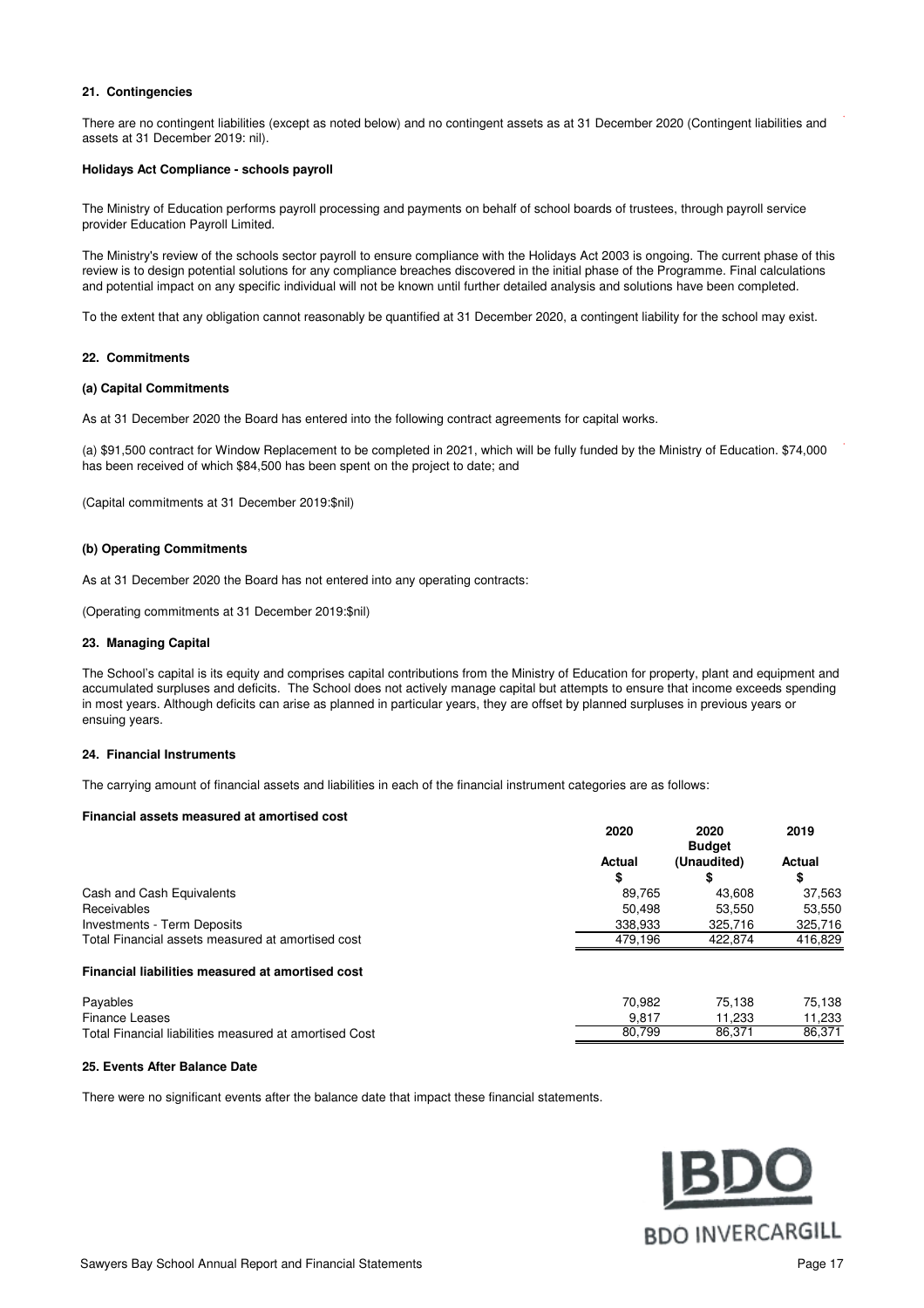### 21. Contingencies

There are no contingent liabilities (except as noted below) and no contingent assets as at 31 December 2020 (Contingent liabilities and assets at 31 December 2019: nil).

**Holidays Act Compliance - schools payroll**

The Ministry of Education performs payroll processing and payments on behalf of school boards of trustees, through payroll service provider Education Payroll Limited.

The Ministry's review of the schools sector payroll to ensure compliance with the Holidays Act 2003 is ongoing. The current phase of this review is to design potential solutions for any compliance breaches discovered in the initial phase of the Programme. Final calculations and potential impact on any specific individual will not be known until further detailed analysis and solutions have been completed.

To the extent that any obligation cannot reasonably be quantified at 31 December 2020, a contingent liability for the school may exist.

### 22. Commitments

**(a) Capital Commitments**

As at 31 December 2020 the Board has entered into the following contract agreements for capital works.

(a) $91,500 contract for Window Replacement to be completed in 2021, which will be fully funded by the Ministry of Education. $74,000 has been received of which $84,500 has been spent on the project to date; and

(Capital commitments at 31 December 2019:$nil)

**(b) Operating Commitments**

As at 31 December 2020 the Board has not entered into any operating contracts:

(Operating commitments at 31 December 2019:$nil)

### 23. Managing Capital

The School's capital is its equity and comprises capital contributions from the Ministry of Education for property, plant and equipment and accumulated surpluses and deficits. The School does not actively manage capital but attempts to ensure that income exceeds spending in most years. Although deficits can arise as planned in particular years, they are offset by planned surpluses in previous years or ensuing years.

### 24. Financial Instruments

The carrying amount of financial assets and liabilities in each of the financial instrument categories are as follows:

| | 2020 Actual $ | 2020 Budget (Unaudited) $ | 2019 Actual $ |
|---|---|---|---|
| **Financial assets measured at amortised cost** | | | |
| Cash and Cash Equivalents | 89,765 | 43,608 | 37,563 |
| Receivables | 50,498 | 53,550 | 53,550 |
| Investments - Term Deposits | 338,933 | 325,716 | 325,716 |
| Total Financial assets measured at amortised cost | 479,196 | 422,874 | 416,829 |
| **Financial liabilities measured at amortised cost** | | | |
| Payables | 70,982 | 75,138 | 75,138 |
| Finance Leases | 9,817 | 11,233 | 11,233 |
| Total Financial liabilities measured at amortised Cost | 80,799 | 86,371 | 86,371 |

### 25. Events After Balance Date

There were no significant events after the balance date that impact these financial statements.

BDO INVERCARGILL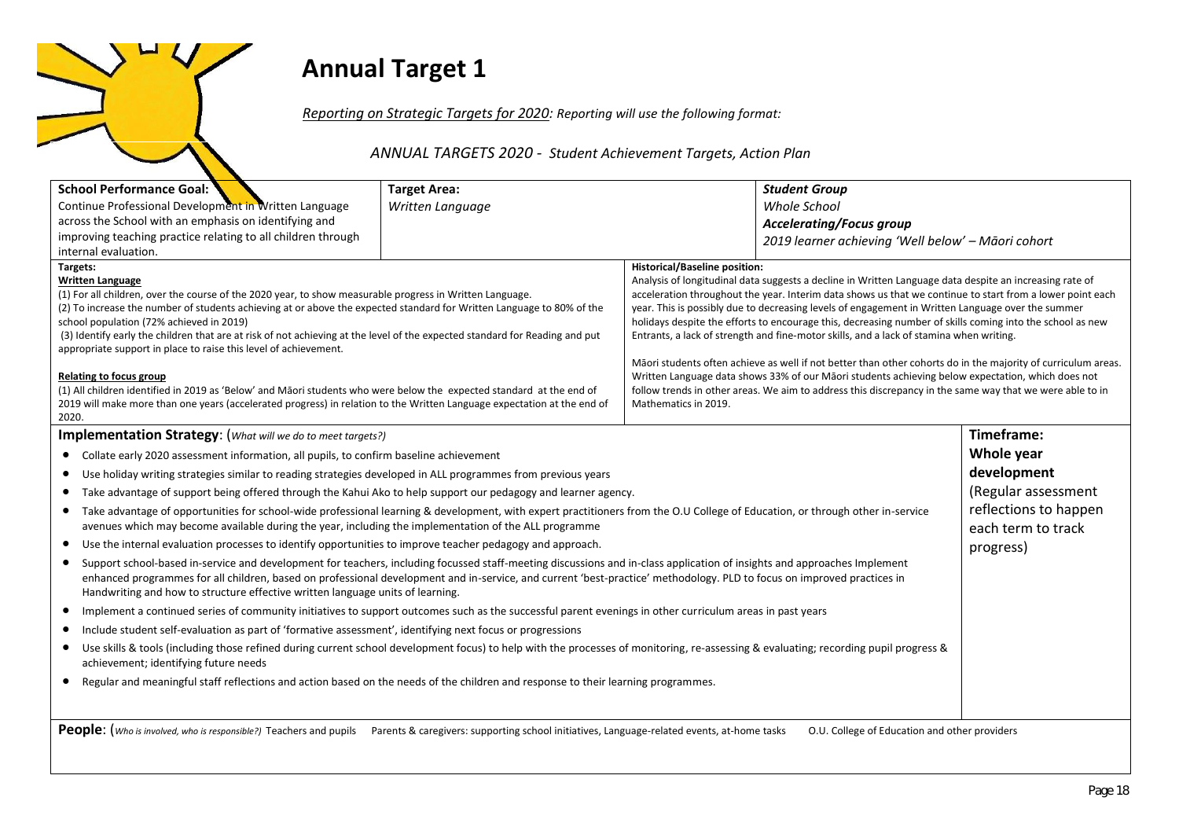# Annual Target 1

*Reporting on Strategic Targets for 2020: Reporting will use the following format:*

*ANNUAL TARGETS 2020 - Student Achievement Targets, Action Plan*

| **School Performance Goal:** | **Target Area:** | **Student Group** |
|---|---|---|
| Continue Professional Development in Written Language across the School with an emphasis on identifying and improving teaching practice relating to all children through internal evaluation. | *Written Language* | *Whole School*<br>***Accelerating/Focus group***<br>*2019 learner achieving 'Well below' – Māori cohort* |

**Targets:**

**Written Language**

(1) For all children, over the course of the 2020 year, to show measurable progress in Written Language.
(2) To increase the number of students achieving at or above the expected standard for Written Language to 80% of the school population (72% achieved in 2019)
(3) Identify early the children that are at risk of not achieving at the level of the expected standard for Reading and put appropriate support in place to raise this level of achievement.

**Relating to focus group**

(1) All children identified in 2019 as 'Below' and Māori students who were below the expected standard at the end of 2019 will make more than one years (accelerated progress) in relation to the Written Language expectation at the end of 2020.

**Historical/Baseline position:**

Analysis of longitudinal data suggests a decline in Written Language data despite an increasing rate of acceleration throughout the year. Interim data shows us that we continue to start from a lower point each year. This is possibly due to decreasing levels of engagement in Written Language over the summer holidays despite the efforts to encourage this, decreasing number of skills coming into the school as new Entrants, a lack of strength and fine-motor skills, and a lack of stamina when writing.

Māori students often achieve as well if not better than other cohorts do in the majority of curriculum areas. Written Language data shows 33% of our Māori students achieving below expectation, which does not follow trends in other areas. We aim to address this discrepancy in the same way that we were able to in Mathematics in 2019.

**Implementation Strategy**: (*What will we do to meet targets?*)

- Collate early 2020 assessment information, all pupils, to confirm baseline achievement
- Use holiday writing strategies similar to reading strategies developed in ALL programmes from previous years
- Take advantage of support being offered through the Kahui Ako to help support our pedagogy and learner agency.
- Take advantage of opportunities for school-wide professional learning & development, with expert practitioners from the O.U College of Education, or through other in-service avenues which may become available during the year, including the implementation of the ALL programme
- Use the internal evaluation processes to identify opportunities to improve teacher pedagogy and approach.
- Support school-based in-service and development for teachers, including focussed staff-meeting discussions and in-class application of insights and approaches Implement enhanced programmes for all children, based on professional development and in-service, and current 'best-practice' methodology. PLD to focus on improved practices in Handwriting and how to structure effective written language units of learning.
- Implement a continued series of community initiatives to support outcomes such as the successful parent evenings in other curriculum areas in past years
- Include student self-evaluation as part of 'formative assessment', identifying next focus or progressions
- Use skills & tools (including those refined during current school development focus) to help with the processes of monitoring, re-assessing & evaluating; recording pupil progress & achievement; identifying future needs
- Regular and meaningful staff reflections and action based on the needs of the children and response to their learning programmes.

**Timeframe:**
**Whole year development**
(Regular assessment reflections to happen each term to track progress)

**People**: (*Who is involved, who is responsible?*) Teachers and pupils  Parents & caregivers: supporting school initiatives, Language-related events, at-home tasks  O.U. College of Education and other providers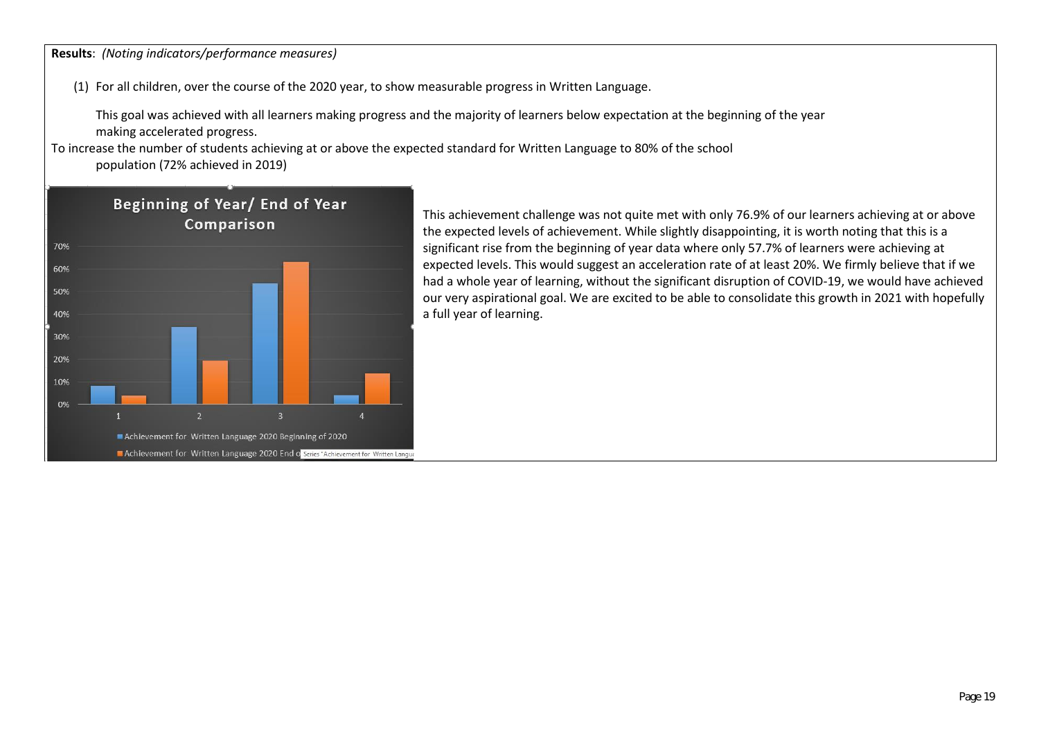**Results**: *(Noting indicators/performance measures)*

(1) For all children, over the course of the 2020 year, to show measurable progress in Written Language.

This goal was achieved with all learners making progress and the majority of learners below expectation at the beginning of the year making accelerated progress.

To increase the number of students achieving at or above the expected standard for Written Language to 80% of the school population (72% achieved in 2019)

This achievement challenge was not quite met with only 76.9% of our learners achieving at or above the expected levels of achievement. While slightly disappointing, it is worth noting that this is a significant rise from the beginning of year data where only 57.7% of learners were achieving at expected levels. This would suggest an acceleration rate of at least 20%. We firmly believe that if we had a whole year of learning, without the significant disruption of COVID-19, we would have achieved our very aspirational goal. We are excited to be able to consolidate this growth in 2021 with hopefully a full year of learning.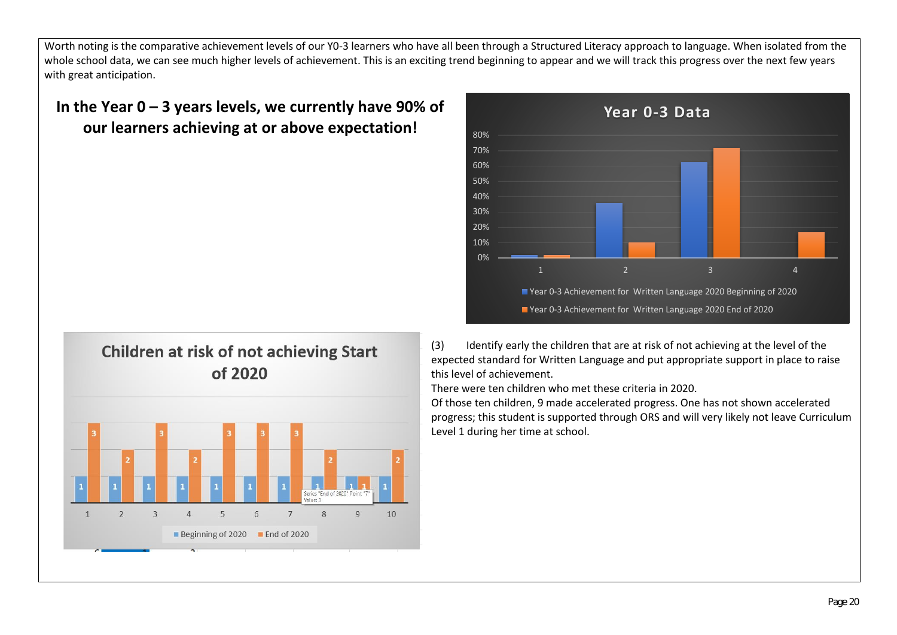Worth noting is the comparative achievement levels of our Y0-3 learners who have all been through a Structured Literacy approach to language. When isolated from the whole school data, we can see much higher levels of achievement. This is an exciting trend beginning to appear and we will track this progress over the next few years with great anticipation.

**In the Year 0 – 3 years levels, we currently have 90% of our learners achieving at or above expectation!**

(3) Identify early the children that are at risk of not achieving at the level of the expected standard for Written Language and put appropriate support in place to raise this level of achievement.

There were ten children who met these criteria in 2020.

Of those ten children, 9 made accelerated progress. One has not shown accelerated progress; this student is supported through ORS and will very likely not leave Curriculum Level 1 during her time at school.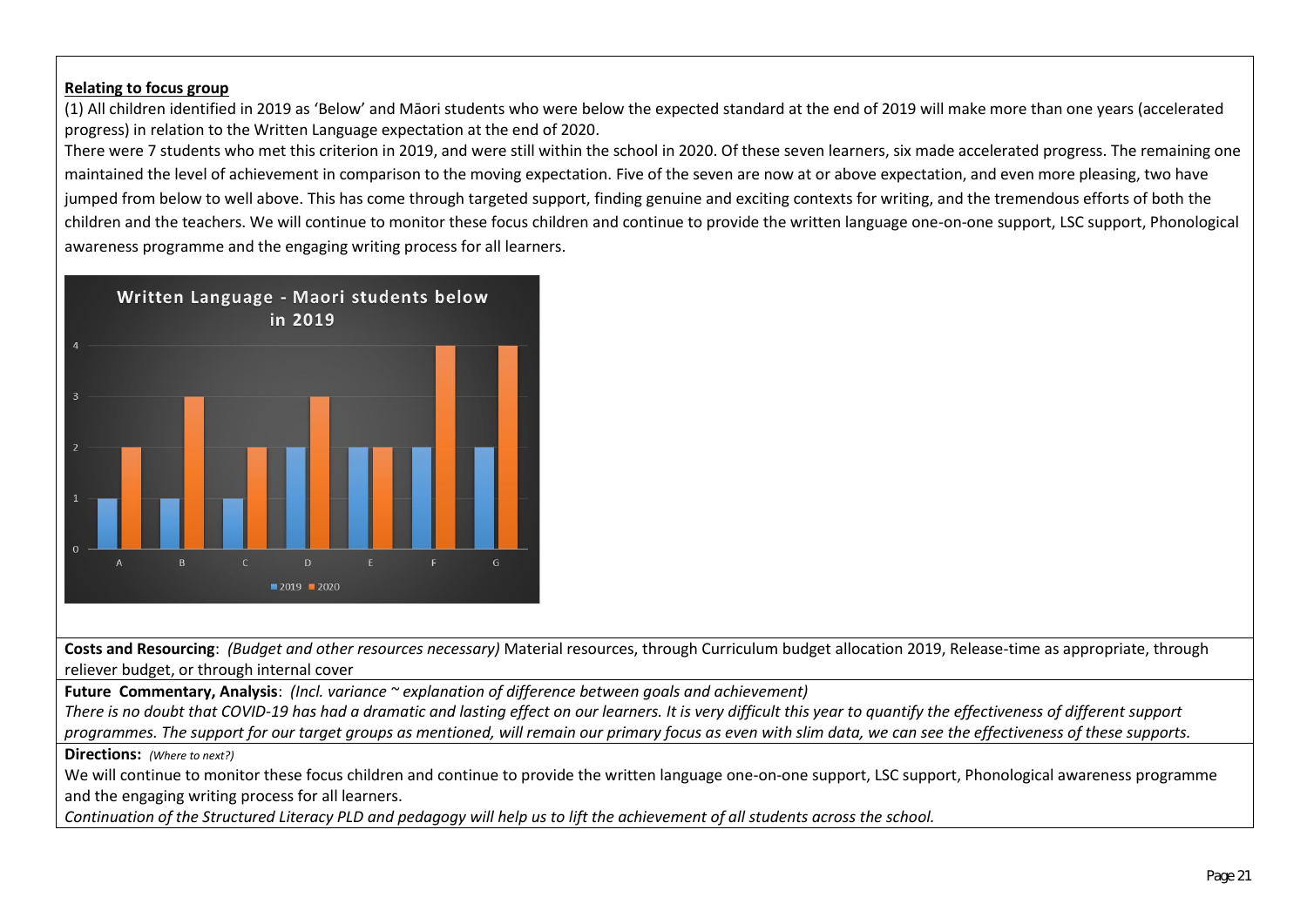**Relating to focus group**

(1) All children identified in 2019 as 'Below' and Māori students who were below the expected standard at the end of 2019 will make more than one years (accelerated progress) in relation to the Written Language expectation at the end of 2020.

There were 7 students who met this criterion in 2019, and were still within the school in 2020. Of these seven learners, six made accelerated progress. The remaining one maintained the level of achievement in comparison to the moving expectation. Five of the seven are now at or above expectation, and even more pleasing, two have jumped from below to well above. This has come through targeted support, finding genuine and exciting contexts for writing, and the tremendous efforts of both the children and the teachers. We will continue to monitor these focus children and continue to provide the written language one-on-one support, LSC support, Phonological awareness programme and the engaging writing process for all learners.

**Written Language - Maori students below in 2019**

| Student | 2019 | 2020 |
| --- | --- | --- |
| A | 1 | 2 |
| B | 1 | 3 |
| C | 1 | 2 |
| D | 2 | 3 |
| E | 2 | 2 |
| F | 2 | 4 |
| G | 2 | 4 |

**Costs and Resourcing**: *(Budget and other resources necessary)* Material resources, through Curriculum budget allocation 2019, Release-time as appropriate, through reliever budget, or through internal cover

**Future Commentary, Analysis**: *(Incl. variance ~ explanation of difference between goals and achievement)*

*There is no doubt that COVID-19 has had a dramatic and lasting effect on our learners. It is very difficult this year to quantify the effectiveness of different support programmes. The support for our target groups as mentioned, will remain our primary focus as even with slim data, we can see the effectiveness of these supports.*

**Directions:** *(Where to next?)*

We will continue to monitor these focus children and continue to provide the written language one-on-one support, LSC support, Phonological awareness programme and the engaging writing process for all learners.

*Continuation of the Structured Literacy PLD and pedagogy will help us to lift the achievement of all students across the school.*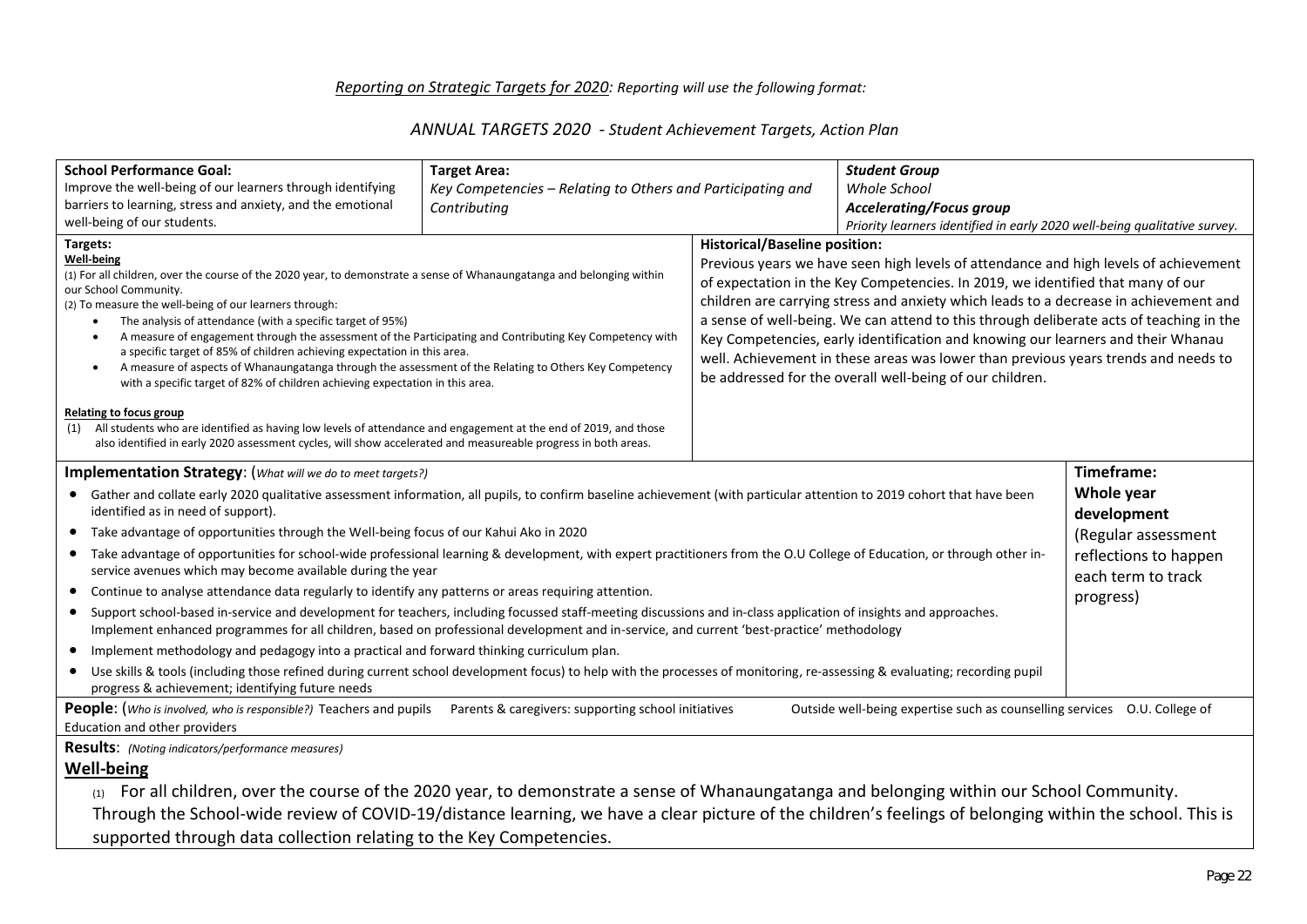*Reporting on Strategic Targets for 2020: Reporting will use the following format:*

## *ANNUAL TARGETS 2020 - Student Achievement Targets, Action Plan*

| **School Performance Goal:** | **Target Area:** | ***Student Group*** |
|---|---|---|
| Improve the well-being of our learners through identifying barriers to learning, stress and anxiety, and the emotional well-being of our students. | *Key Competencies – Relating to Others and Participating and Contributing* | *Whole School*<br>***Accelerating/Focus group***<br>*Priority learners identified in early 2020 well-being qualitative survey.* |

| **Targets:** | **Historical/Baseline position:** |
|---|---|
| **Well-being**<br>(1) For all children, over the course of the 2020 year, to demonstrate a sense of Whanaungatanga and belonging within our School Community.<br>(2) To measure the well-being of our learners through:<br>• The analysis of attendance (with a specific target of 95%)<br>• A measure of engagement through the assessment of the Participating and Contributing Key Competency with a specific target of 85% of children achieving expectation in this area.<br>• A measure of aspects of Whanaungatanga through the assessment of the Relating to Others Key Competency with a specific target of 82% of children achieving expectation in this area.<br><br>**Relating to focus group**<br>(1) All students who are identified as having low levels of attendance and engagement at the end of 2019, and those also identified in early 2020 assessment cycles, will show accelerated and measureable progress in both areas. | Previous years we have seen high levels of attendance and high levels of achievement of expectation in the Key Competencies. In 2019, we identified that many of our children are carrying stress and anxiety which leads to a decrease in achievement and a sense of well-being. We can attend to this through deliberate acts of teaching in the Key Competencies, early identification and knowing our learners and their Whanau well. Achievement in these areas was lower than previous years trends and needs to be addressed for the overall well-being of our children. |

| **Implementation Strategy**: (*What will we do to meet targets?*) | **Timeframe:** |
|---|---|
| • Gather and collate early 2020 qualitative assessment information, all pupils, to confirm baseline achievement (with particular attention to 2019 cohort that have been identified as in need of support).<br>• Take advantage of opportunities through the Well-being focus of our Kahui Ako in 2020<br>• Take advantage of opportunities for school-wide professional learning & development, with expert practitioners from the O.U College of Education, or through other in-service avenues which may become available during the year<br>• Continue to analyse attendance data regularly to identify any patterns or areas requiring attention.<br>• Support school-based in-service and development for teachers, including focussed staff-meeting discussions and in-class application of insights and approaches. Implement enhanced programmes for all children, based on professional development and in-service, and current 'best-practice' methodology<br>• Implement methodology and pedagogy into a practical and forward thinking curriculum plan.<br>• Use skills & tools (including those refined during current school development focus) to help with the processes of monitoring, re-assessing & evaluating; recording pupil progress & achievement; identifying future needs | **Whole year development**<br>(Regular assessment reflections to happen each term to track progress) |

**People**: (*Who is involved, who is responsible?*) Teachers and pupils  Parents & caregivers: supporting school initiatives  Outside well-being expertise such as counselling services  O.U. College of Education and other providers

**Results**: *(Noting indicators/performance measures)*

**Well-being**

(1) For all children, over the course of the 2020 year, to demonstrate a sense of Whanaungatanga and belonging within our School Community. Through the School-wide review of COVID-19/distance learning, we have a clear picture of the children's feelings of belonging within the school. This is supported through data collection relating to the Key Competencies.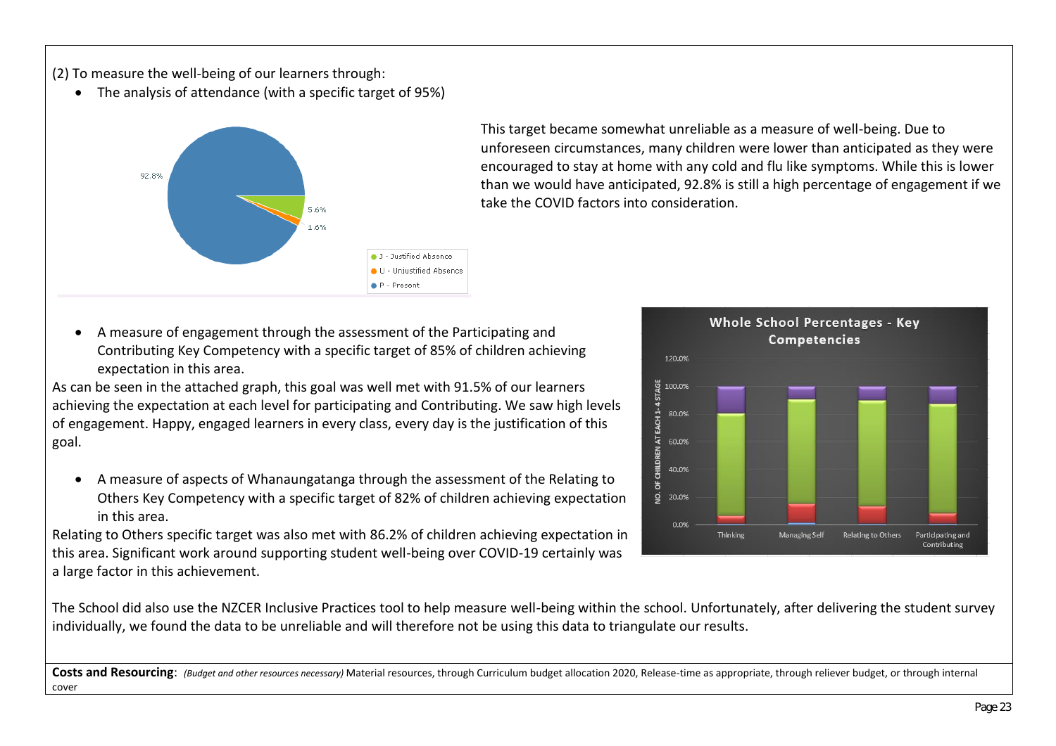(2) To measure the well-being of our learners through:

- The analysis of attendance (with a specific target of 95%)

This target became somewhat unreliable as a measure of well-being. Due to unforeseen circumstances, many children were lower than anticipated as they were encouraged to stay at home with any cold and flu like symptoms. While this is lower than we would have anticipated, 92.8% is still a high percentage of engagement if we take the COVID factors into consideration.

- A measure of engagement through the assessment of the Participating and Contributing Key Competency with a specific target of 85% of children achieving expectation in this area.

As can be seen in the attached graph, this goal was well met with 91.5% of our learners achieving the expectation at each level for participating and Contributing. We saw high levels of engagement. Happy, engaged learners in every class, every day is the justification of this goal.

- A measure of aspects of Whanaungatanga through the assessment of the Relating to Others Key Competency with a specific target of 82% of children achieving expectation in this area.

Relating to Others specific target was also met with 86.2% of children achieving expectation in this area. Significant work around supporting student well-being over COVID-19 certainly was a large factor in this achievement.

The School did also use the NZCER Inclusive Practices tool to help measure well-being within the school. Unfortunately, after delivering the student survey individually, we found the data to be unreliable and will therefore not be using this data to triangulate our results.

**Costs and Resourcing**: *(Budget and other resources necessary)* Material resources, through Curriculum budget allocation 2020, Release-time as appropriate, through reliever budget, or through internal cover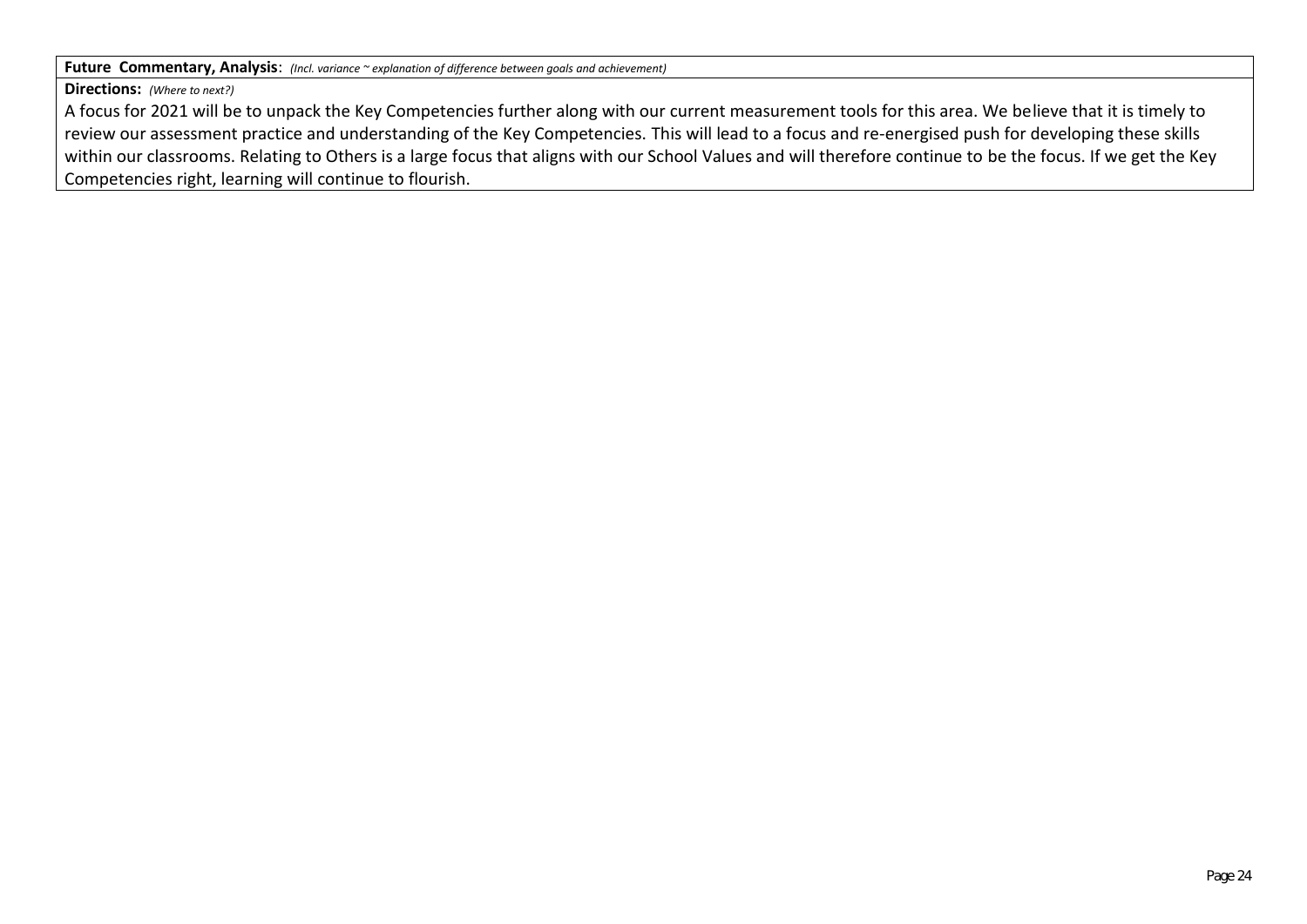**Future Commentary, Analysis**: *(Incl. variance ~ explanation of difference between goals and achievement)*

**Directions:** *(Where to next?)*

A focus for 2021 will be to unpack the Key Competencies further along with our current measurement tools for this area. We believe that it is timely to review our assessment practice and understanding of the Key Competencies. This will lead to a focus and re-energised push for developing these skills within our classrooms. Relating to Others is a large focus that aligns with our School Values and will therefore continue to be the focus. If we get the Key Competencies right, learning will continue to flourish.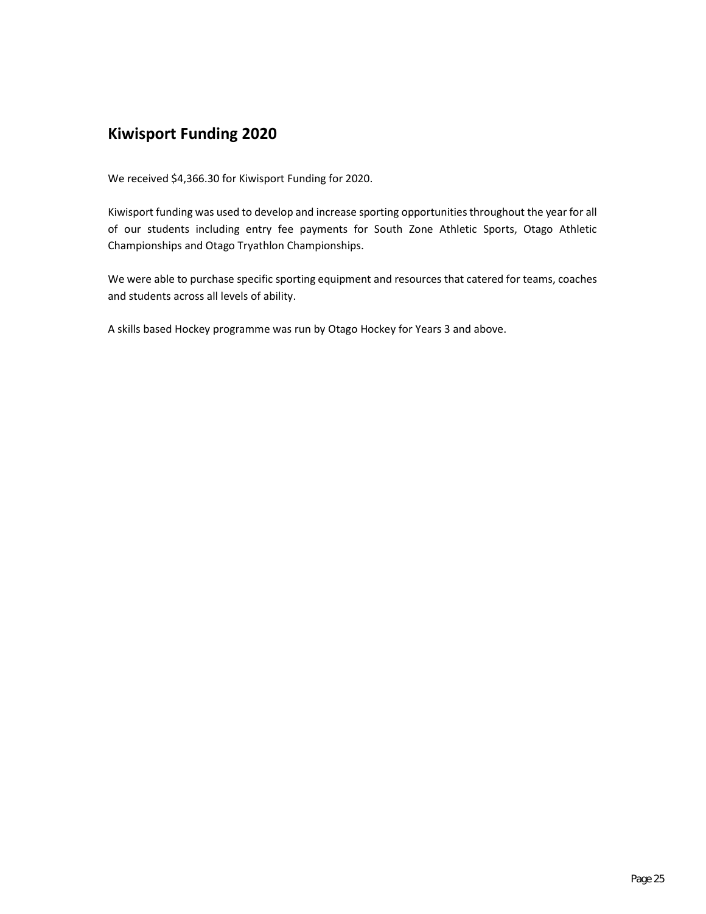## Kiwisport Funding 2020

We received $4,366.30 for Kiwisport Funding for 2020.

Kiwisport funding was used to develop and increase sporting opportunities throughout the year for all of our students including entry fee payments for South Zone Athletic Sports, Otago Athletic Championships and Otago Tryathlon Championships.

We were able to purchase specific sporting equipment and resources that catered for teams, coaches and students across all levels of ability.

A skills based Hockey programme was run by Otago Hockey for Years 3 and above.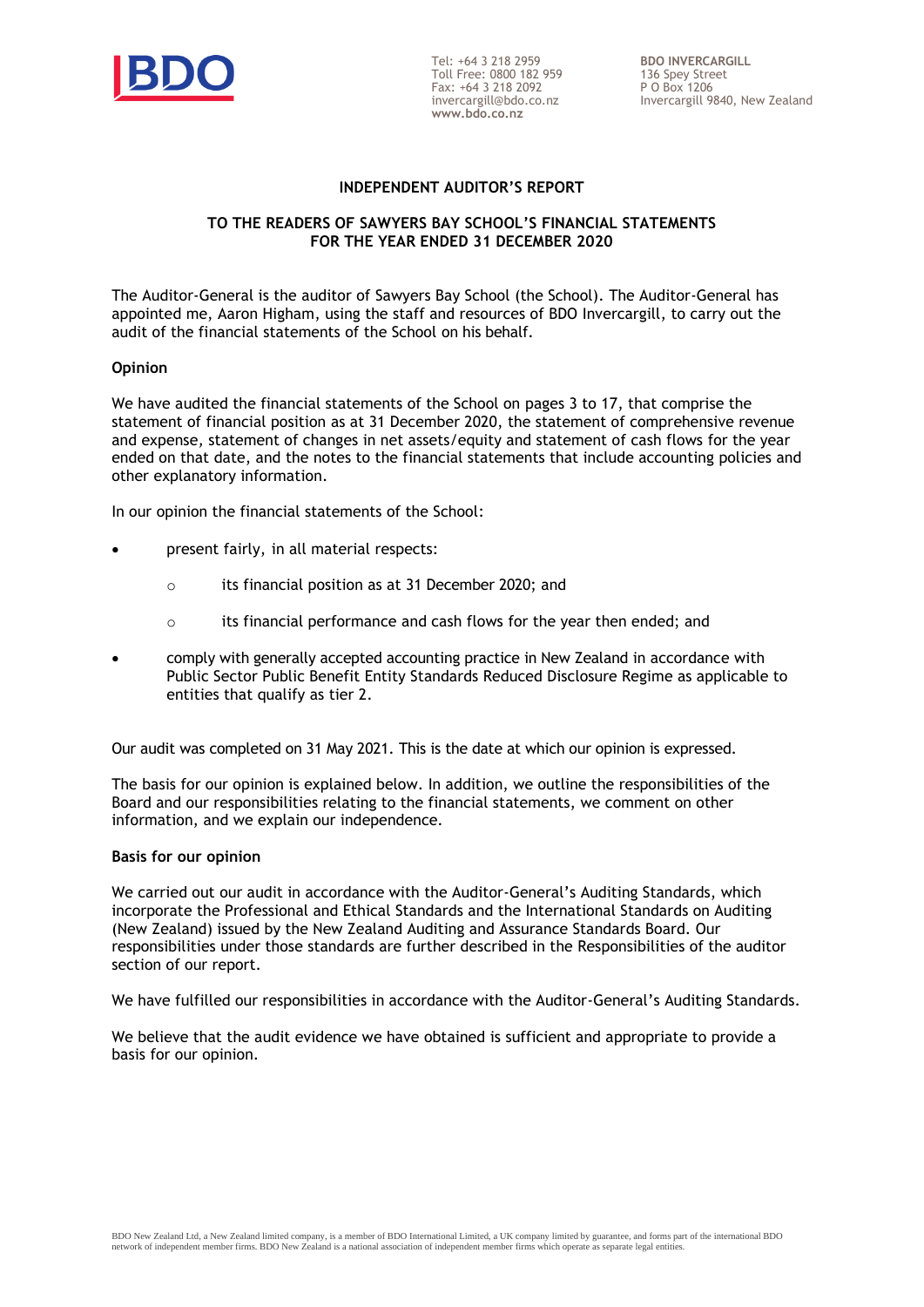BDO

Tel: +64 3 218 2959
Toll Free: 0800 182 959
Fax: +64 3 218 2092
invercargill@bdo.co.nz
www.bdo.co.nz

**BDO INVERCARGILL**
136 Spey Street
P O Box 1206
Invercargill 9840, New Zealand

## INDEPENDENT AUDITOR'S REPORT

## TO THE READERS OF SAWYERS BAY SCHOOL'S FINANCIAL STATEMENTS FOR THE YEAR ENDED 31 DECEMBER 2020

The Auditor-General is the auditor of Sawyers Bay School (the School). The Auditor-General has appointed me, Aaron Higham, using the staff and resources of BDO Invercargill, to carry out the audit of the financial statements of the School on his behalf.

**Opinion**

We have audited the financial statements of the School on pages 3 to 17, that comprise the statement of financial position as at 31 December 2020, the statement of comprehensive revenue and expense, statement of changes in net assets/equity and statement of cash flows for the year ended on that date, and the notes to the financial statements that include accounting policies and other explanatory information.

In our opinion the financial statements of the School:

- present fairly, in all material respects:
  - its financial position as at 31 December 2020; and
  - its financial performance and cash flows for the year then ended; and
- comply with generally accepted accounting practice in New Zealand in accordance with Public Sector Public Benefit Entity Standards Reduced Disclosure Regime as applicable to entities that qualify as tier 2.

Our audit was completed on 31 May 2021. This is the date at which our opinion is expressed.

The basis for our opinion is explained below. In addition, we outline the responsibilities of the Board and our responsibilities relating to the financial statements, we comment on other information, and we explain our independence.

**Basis for our opinion**

We carried out our audit in accordance with the Auditor-General's Auditing Standards, which incorporate the Professional and Ethical Standards and the International Standards on Auditing (New Zealand) issued by the New Zealand Auditing and Assurance Standards Board. Our responsibilities under those standards are further described in the Responsibilities of the auditor section of our report.

We have fulfilled our responsibilities in accordance with the Auditor-General's Auditing Standards.

We believe that the audit evidence we have obtained is sufficient and appropriate to provide a basis for our opinion.

BDO New Zealand Ltd, a New Zealand limited company, is a member of BDO International Limited, a UK company limited by guarantee, and forms part of the international BDO network of independent member firms. BDO New Zealand is a national association of independent member firms which operate as separate legal entities.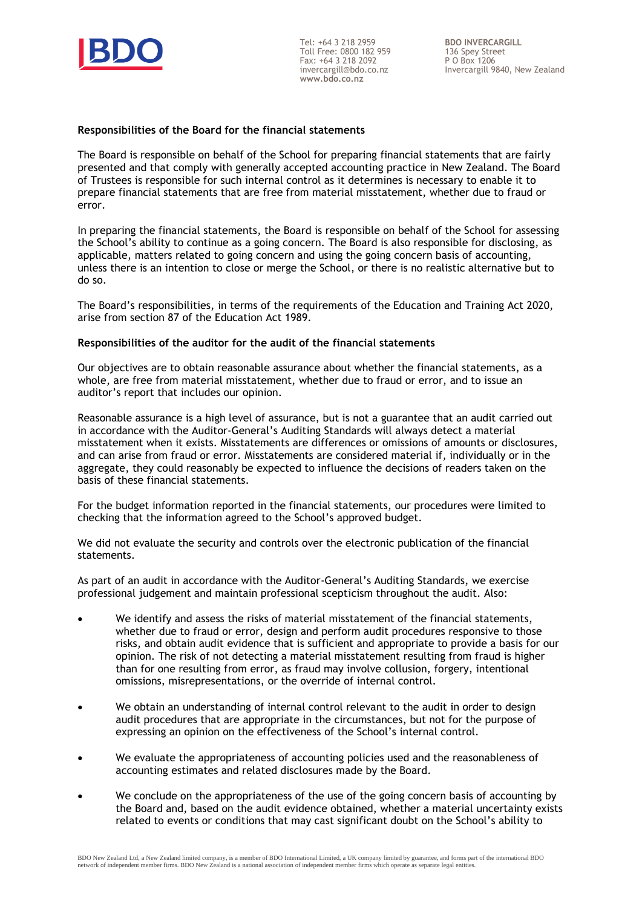**Responsibilities of the Board for the financial statements**

The Board is responsible on behalf of the School for preparing financial statements that are fairly presented and that comply with generally accepted accounting practice in New Zealand. The Board of Trustees is responsible for such internal control as it determines is necessary to enable it to prepare financial statements that are free from material misstatement, whether due to fraud or error.

In preparing the financial statements, the Board is responsible on behalf of the School for assessing the School's ability to continue as a going concern. The Board is also responsible for disclosing, as applicable, matters related to going concern and using the going concern basis of accounting, unless there is an intention to close or merge the School, or there is no realistic alternative but to do so.

The Board's responsibilities, in terms of the requirements of the Education and Training Act 2020, arise from section 87 of the Education Act 1989.

**Responsibilities of the auditor for the audit of the financial statements**

Our objectives are to obtain reasonable assurance about whether the financial statements, as a whole, are free from material misstatement, whether due to fraud or error, and to issue an auditor's report that includes our opinion.

Reasonable assurance is a high level of assurance, but is not a guarantee that an audit carried out in accordance with the Auditor-General's Auditing Standards will always detect a material misstatement when it exists. Misstatements are differences or omissions of amounts or disclosures, and can arise from fraud or error. Misstatements are considered material if, individually or in the aggregate, they could reasonably be expected to influence the decisions of readers taken on the basis of these financial statements.

For the budget information reported in the financial statements, our procedures were limited to checking that the information agreed to the School's approved budget.

We did not evaluate the security and controls over the electronic publication of the financial statements.

As part of an audit in accordance with the Auditor-General's Auditing Standards, we exercise professional judgement and maintain professional scepticism throughout the audit. Also:

- We identify and assess the risks of material misstatement of the financial statements, whether due to fraud or error, design and perform audit procedures responsive to those risks, and obtain audit evidence that is sufficient and appropriate to provide a basis for our opinion. The risk of not detecting a material misstatement resulting from fraud is higher than for one resulting from error, as fraud may involve collusion, forgery, intentional omissions, misrepresentations, or the override of internal control.

- We obtain an understanding of internal control relevant to the audit in order to design audit procedures that are appropriate in the circumstances, but not for the purpose of expressing an opinion on the effectiveness of the School's internal control.

- We evaluate the appropriateness of accounting policies used and the reasonableness of accounting estimates and related disclosures made by the Board.

- We conclude on the appropriateness of the use of the going concern basis of accounting by the Board and, based on the audit evidence obtained, whether a material uncertainty exists related to events or conditions that may cast significant doubt on the School's ability to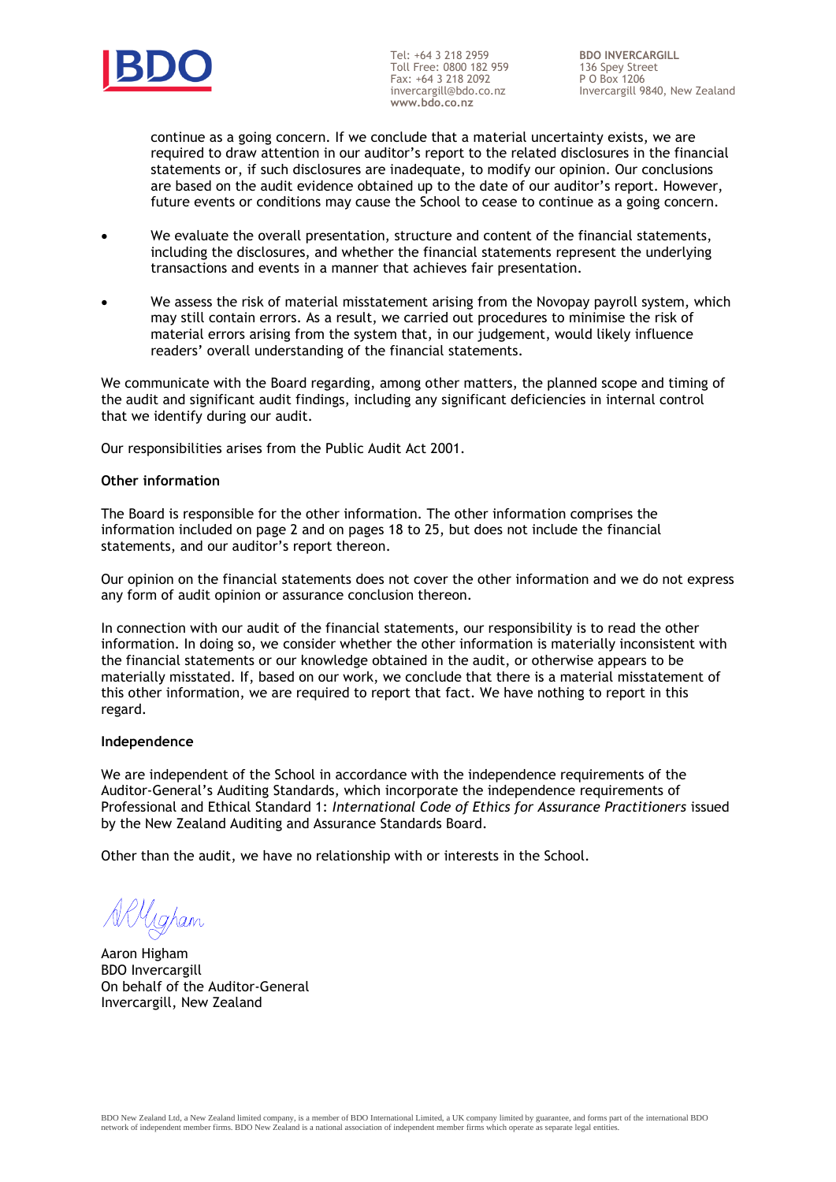continue as a going concern. If we conclude that a material uncertainty exists, we are required to draw attention in our auditor's report to the related disclosures in the financial statements or, if such disclosures are inadequate, to modify our opinion. Our conclusions are based on the audit evidence obtained up to the date of our auditor's report. However, future events or conditions may cause the School to cease to continue as a going concern.

- We evaluate the overall presentation, structure and content of the financial statements, including the disclosures, and whether the financial statements represent the underlying transactions and events in a manner that achieves fair presentation.

- We assess the risk of material misstatement arising from the Novopay payroll system, which may still contain errors. As a result, we carried out procedures to minimise the risk of material errors arising from the system that, in our judgement, would likely influence readers' overall understanding of the financial statements.

We communicate with the Board regarding, among other matters, the planned scope and timing of the audit and significant audit findings, including any significant deficiencies in internal control that we identify during our audit.

Our responsibilities arises from the Public Audit Act 2001.

**Other information**

The Board is responsible for the other information. The other information comprises the information included on page 2 and on pages 18 to 25, but does not include the financial statements, and our auditor's report thereon.

Our opinion on the financial statements does not cover the other information and we do not express any form of audit opinion or assurance conclusion thereon.

In connection with our audit of the financial statements, our responsibility is to read the other information. In doing so, we consider whether the other information is materially inconsistent with the financial statements or our knowledge obtained in the audit, or otherwise appears to be materially misstated. If, based on our work, we conclude that there is a material misstatement of this other information, we are required to report that fact. We have nothing to report in this regard.

**Independence**

We are independent of the School in accordance with the independence requirements of the Auditor-General's Auditing Standards, which incorporate the independence requirements of Professional and Ethical Standard 1: *International Code of Ethics for Assurance Practitioners* issued by the New Zealand Auditing and Assurance Standards Board.

Other than the audit, we have no relationship with or interests in the School.

Aaron Higham
BDO Invercargill
On behalf of the Auditor-General
Invercargill, New Zealand